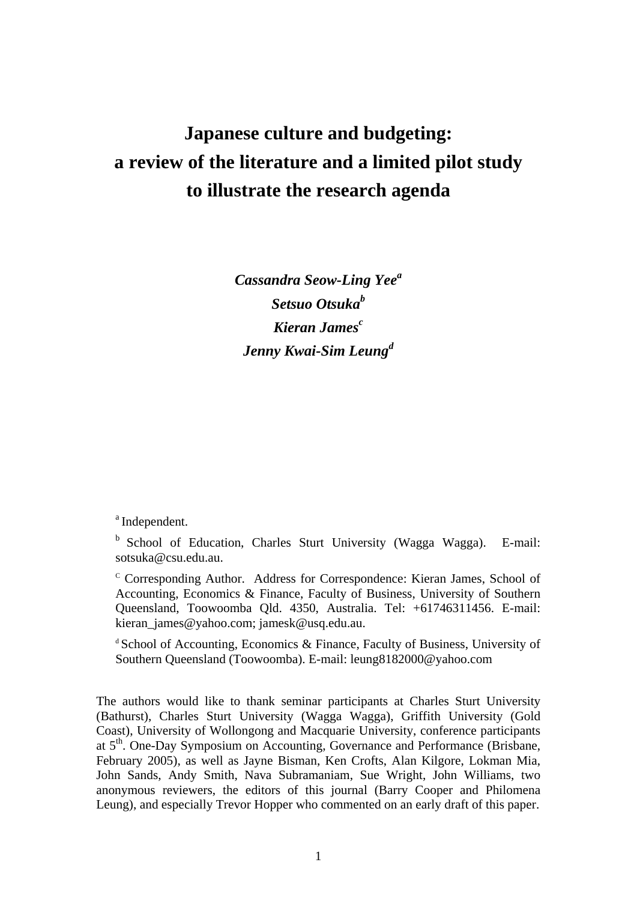# Japanese culture and budgeting: a review of the literature and a limited pilot study to illustrate the research agenda

***Cassandra Seow-Ling Yee*** [a]
***Setsuo Otsuka*** [b]
***Kieran James*** [c]
***Jenny Kwai-Sim Leung*** [d]

[a] Independent.

[b] School of Education, Charles Sturt University (Wagga Wagga). E-mail: sotsuka@csu.edu.au.

[c] Corresponding Author. Address for Correspondence: Kieran James, School of Accounting, Economics & Finance, Faculty of Business, University of Southern Queensland, Toowoomba Qld. 4350, Australia. Tel: +61746311456. E-mail: kieran_james@yahoo.com; jamesk@usq.edu.au.

[d] School of Accounting, Economics & Finance, Faculty of Business, University of Southern Queensland (Toowoomba). E-mail: leung8182000@yahoo.com

The authors would like to thank seminar participants at Charles Sturt University (Bathurst), Charles Sturt University (Wagga Wagga), Griffith University (Gold Coast), University of Wollongong and Macquarie University, conference participants at 5th. One-Day Symposium on Accounting, Governance and Performance (Brisbane, February 2005), as well as Jayne Bisman, Ken Crofts, Alan Kilgore, Lokman Mia, John Sands, Andy Smith, Nava Subramaniam, Sue Wright, John Williams, two anonymous reviewers, the editors of this journal (Barry Cooper and Philomena Leung), and especially Trevor Hopper who commented on an early draft of this paper.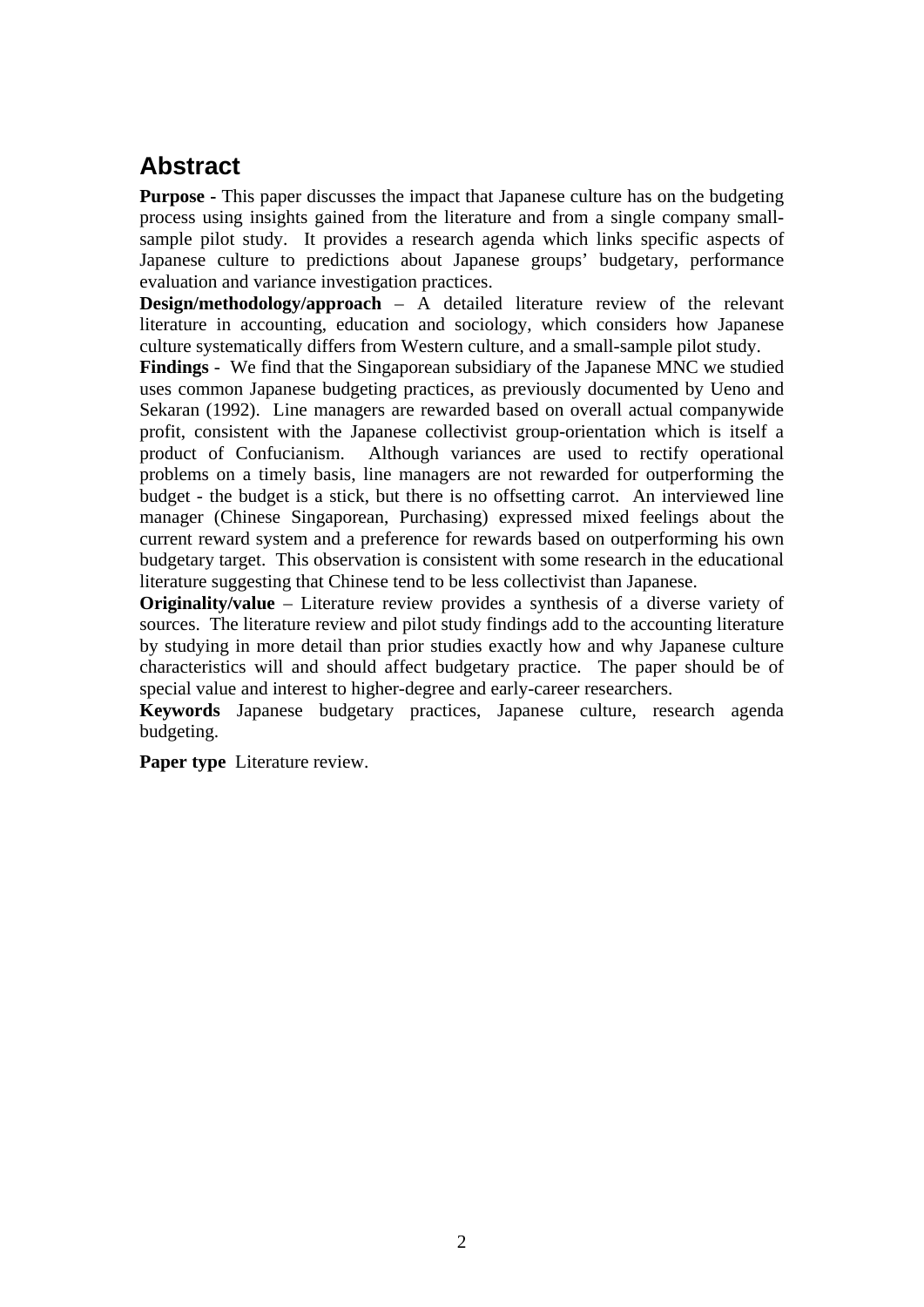## Abstract

**Purpose -** This paper discusses the impact that Japanese culture has on the budgeting process using insights gained from the literature and from a single company small-sample pilot study. It provides a research agenda which links specific aspects of Japanese culture to predictions about Japanese groups' budgetary, performance evaluation and variance investigation practices.

**Design/methodology/approach** – A detailed literature review of the relevant literature in accounting, education and sociology, which considers how Japanese culture systematically differs from Western culture, and a small-sample pilot study.

**Findings** - We find that the Singaporean subsidiary of the Japanese MNC we studied uses common Japanese budgeting practices, as previously documented by Ueno and Sekaran (1992). Line managers are rewarded based on overall actual companywide profit, consistent with the Japanese collectivist group-orientation which is itself a product of Confucianism. Although variances are used to rectify operational problems on a timely basis, line managers are not rewarded for outperforming the budget - the budget is a stick, but there is no offsetting carrot. An interviewed line manager (Chinese Singaporean, Purchasing) expressed mixed feelings about the current reward system and a preference for rewards based on outperforming his own budgetary target. This observation is consistent with some research in the educational literature suggesting that Chinese tend to be less collectivist than Japanese.

**Originality/value** – Literature review provides a synthesis of a diverse variety of sources. The literature review and pilot study findings add to the accounting literature by studying in more detail than prior studies exactly how and why Japanese culture characteristics will and should affect budgetary practice. The paper should be of special value and interest to higher-degree and early-career researchers.

**Keywords** Japanese budgetary practices, Japanese culture, research agenda budgeting.

**Paper type** Literature review.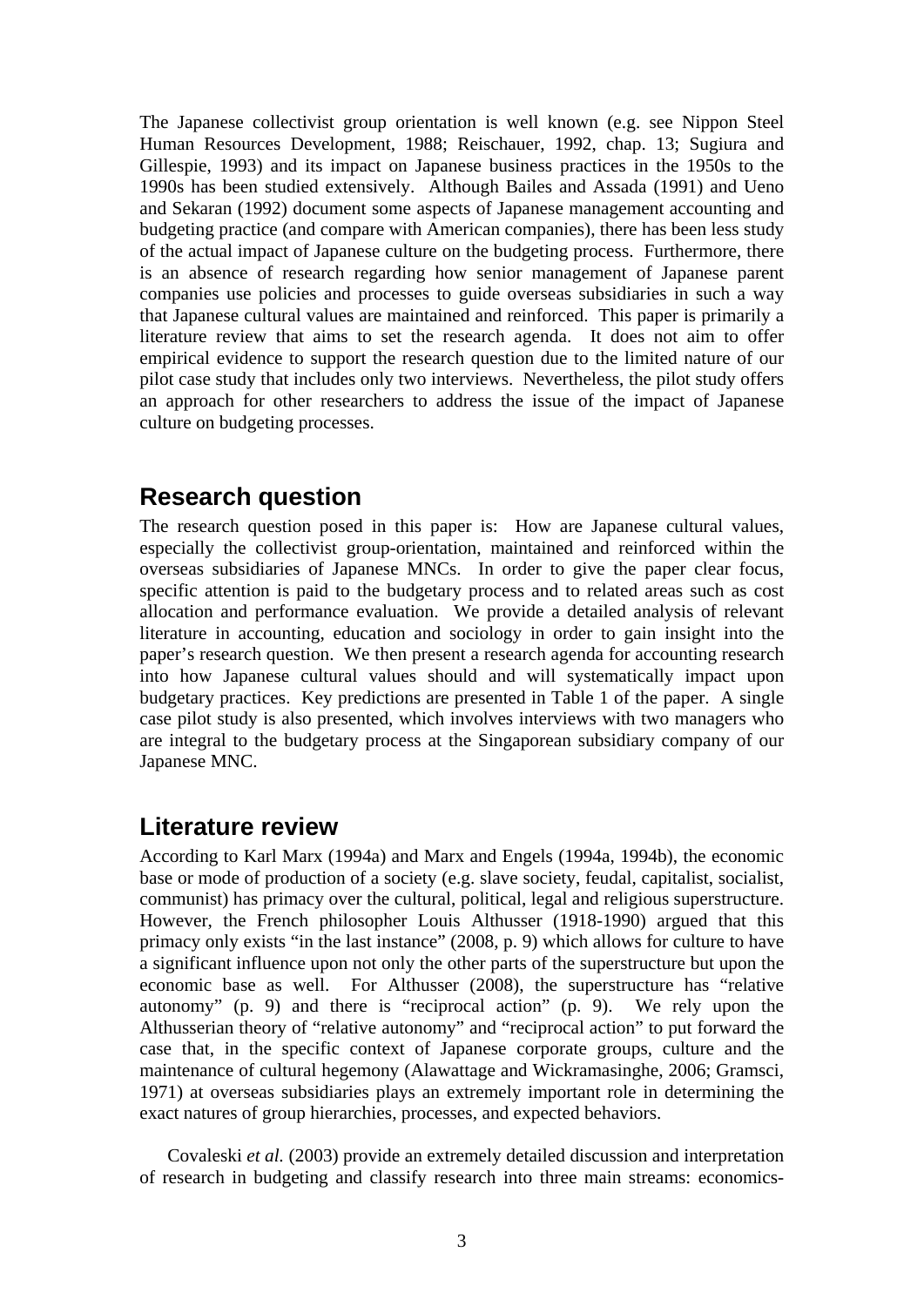The Japanese collectivist group orientation is well known (e.g. see Nippon Steel Human Resources Development, 1988; Reischauer, 1992, chap. 13; Sugiura and Gillespie, 1993) and its impact on Japanese business practices in the 1950s to the 1990s has been studied extensively. Although Bailes and Assada (1991) and Ueno and Sekaran (1992) document some aspects of Japanese management accounting and budgeting practice (and compare with American companies), there has been less study of the actual impact of Japanese culture on the budgeting process. Furthermore, there is an absence of research regarding how senior management of Japanese parent companies use policies and processes to guide overseas subsidiaries in such a way that Japanese cultural values are maintained and reinforced. This paper is primarily a literature review that aims to set the research agenda. It does not aim to offer empirical evidence to support the research question due to the limited nature of our pilot case study that includes only two interviews. Nevertheless, the pilot study offers an approach for other researchers to address the issue of the impact of Japanese culture on budgeting processes.

## Research question

The research question posed in this paper is: How are Japanese cultural values, especially the collectivist group-orientation, maintained and reinforced within the overseas subsidiaries of Japanese MNCs. In order to give the paper clear focus, specific attention is paid to the budgetary process and to related areas such as cost allocation and performance evaluation. We provide a detailed analysis of relevant literature in accounting, education and sociology in order to gain insight into the paper's research question. We then present a research agenda for accounting research into how Japanese cultural values should and will systematically impact upon budgetary practices. Key predictions are presented in Table 1 of the paper. A single case pilot study is also presented, which involves interviews with two managers who are integral to the budgetary process at the Singaporean subsidiary company of our Japanese MNC.

## Literature review

According to Karl Marx (1994a) and Marx and Engels (1994a, 1994b), the economic base or mode of production of a society (e.g. slave society, feudal, capitalist, socialist, communist) has primacy over the cultural, political, legal and religious superstructure. However, the French philosopher Louis Althusser (1918-1990) argued that this primacy only exists "in the last instance" (2008, p. 9) which allows for culture to have a significant influence upon not only the other parts of the superstructure but upon the economic base as well. For Althusser (2008), the superstructure has "relative autonomy" (p. 9) and there is "reciprocal action" (p. 9). We rely upon the Althusserian theory of "relative autonomy" and "reciprocal action" to put forward the case that, in the specific context of Japanese corporate groups, culture and the maintenance of cultural hegemony (Alawattage and Wickramasinghe, 2006; Gramsci, 1971) at overseas subsidiaries plays an extremely important role in determining the exact natures of group hierarchies, processes, and expected behaviors.

Covaleski *et al.* (2003) provide an extremely detailed discussion and interpretation of research in budgeting and classify research into three main streams: economics-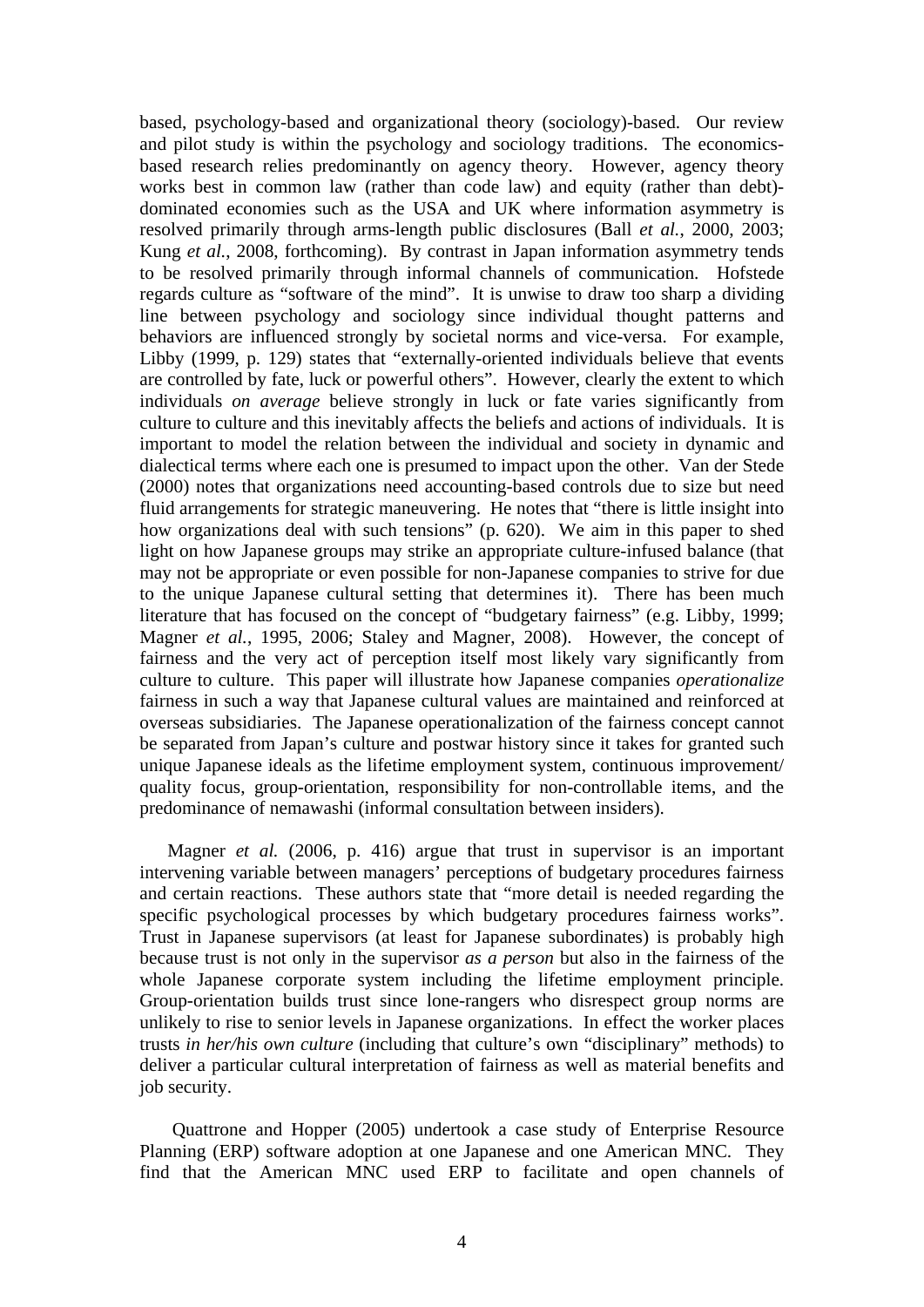based, psychology-based and organizational theory (sociology)-based. Our review and pilot study is within the psychology and sociology traditions. The economics-based research relies predominantly on agency theory. However, agency theory works best in common law (rather than code law) and equity (rather than debt)-dominated economies such as the USA and UK where information asymmetry is resolved primarily through arms-length public disclosures (Ball *et al.*, 2000, 2003; Kung *et al.*, 2008, forthcoming). By contrast in Japan information asymmetry tends to be resolved primarily through informal channels of communication. Hofstede regards culture as "software of the mind". It is unwise to draw too sharp a dividing line between psychology and sociology since individual thought patterns and behaviors are influenced strongly by societal norms and vice-versa. For example, Libby (1999, p. 129) states that "externally-oriented individuals believe that events are controlled by fate, luck or powerful others". However, clearly the extent to which individuals *on average* believe strongly in luck or fate varies significantly from culture to culture and this inevitably affects the beliefs and actions of individuals. It is important to model the relation between the individual and society in dynamic and dialectical terms where each one is presumed to impact upon the other. Van der Stede (2000) notes that organizations need accounting-based controls due to size but need fluid arrangements for strategic maneuvering. He notes that "there is little insight into how organizations deal with such tensions" (p. 620). We aim in this paper to shed light on how Japanese groups may strike an appropriate culture-infused balance (that may not be appropriate or even possible for non-Japanese companies to strive for due to the unique Japanese cultural setting that determines it). There has been much literature that has focused on the concept of "budgetary fairness" (e.g. Libby, 1999; Magner *et al.*, 1995, 2006; Staley and Magner, 2008). However, the concept of fairness and the very act of perception itself most likely vary significantly from culture to culture. This paper will illustrate how Japanese companies *operationalize* fairness in such a way that Japanese cultural values are maintained and reinforced at overseas subsidiaries. The Japanese operationalization of the fairness concept cannot be separated from Japan's culture and postwar history since it takes for granted such unique Japanese ideals as the lifetime employment system, continuous improvement/ quality focus, group-orientation, responsibility for non-controllable items, and the predominance of nemawashi (informal consultation between insiders).

Magner *et al.* (2006, p. 416) argue that trust in supervisor is an important intervening variable between managers' perceptions of budgetary procedures fairness and certain reactions. These authors state that "more detail is needed regarding the specific psychological processes by which budgetary procedures fairness works". Trust in Japanese supervisors (at least for Japanese subordinates) is probably high because trust is not only in the supervisor *as a person* but also in the fairness of the whole Japanese corporate system including the lifetime employment principle. Group-orientation builds trust since lone-rangers who disrespect group norms are unlikely to rise to senior levels in Japanese organizations. In effect the worker places trusts *in her/his own culture* (including that culture's own "disciplinary" methods) to deliver a particular cultural interpretation of fairness as well as material benefits and job security.

Quattrone and Hopper (2005) undertook a case study of Enterprise Resource Planning (ERP) software adoption at one Japanese and one American MNC. They find that the American MNC used ERP to facilitate and open channels of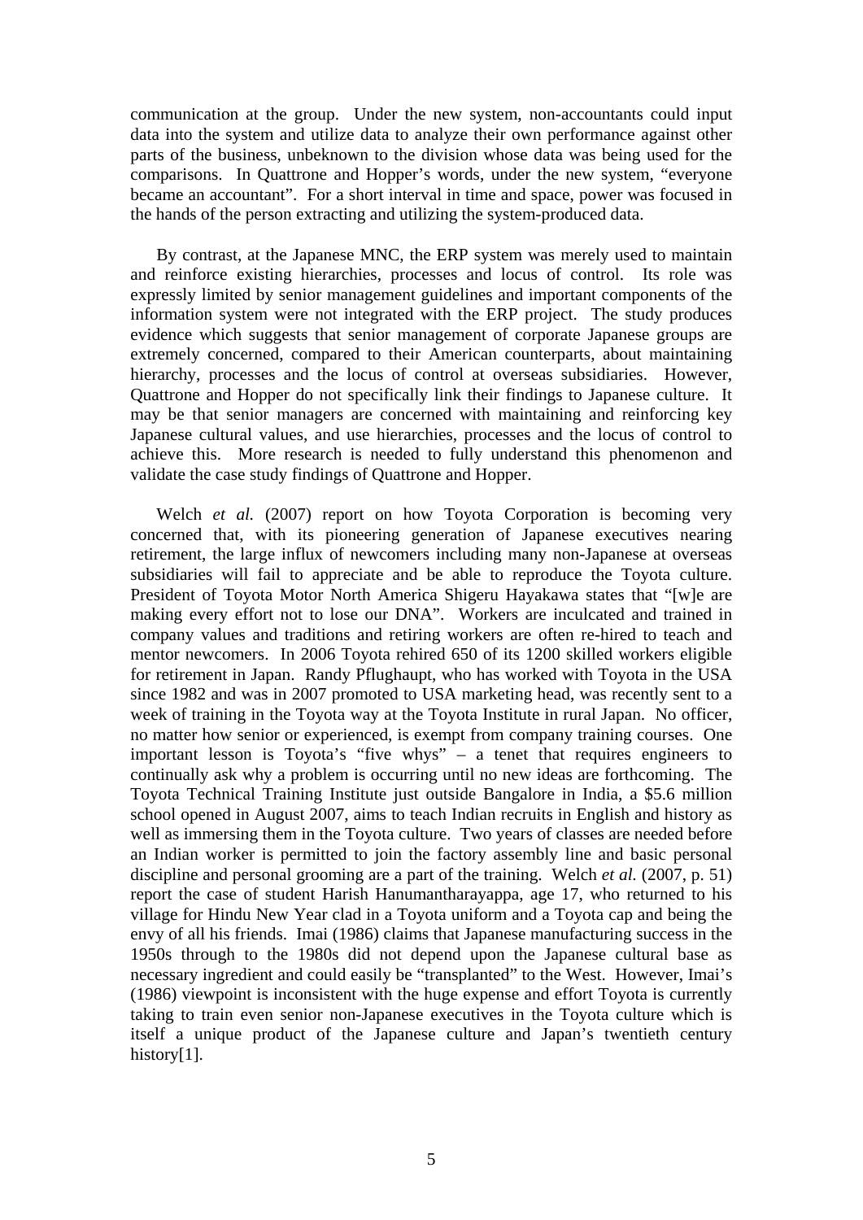communication at the group. Under the new system, non-accountants could input data into the system and utilize data to analyze their own performance against other parts of the business, unbeknown to the division whose data was being used for the comparisons. In Quattrone and Hopper's words, under the new system, "everyone became an accountant". For a short interval in time and space, power was focused in the hands of the person extracting and utilizing the system-produced data.

By contrast, at the Japanese MNC, the ERP system was merely used to maintain and reinforce existing hierarchies, processes and locus of control. Its role was expressly limited by senior management guidelines and important components of the information system were not integrated with the ERP project. The study produces evidence which suggests that senior management of corporate Japanese groups are extremely concerned, compared to their American counterparts, about maintaining hierarchy, processes and the locus of control at overseas subsidiaries. However, Quattrone and Hopper do not specifically link their findings to Japanese culture. It may be that senior managers are concerned with maintaining and reinforcing key Japanese cultural values, and use hierarchies, processes and the locus of control to achieve this. More research is needed to fully understand this phenomenon and validate the case study findings of Quattrone and Hopper.

Welch *et al.* (2007) report on how Toyota Corporation is becoming very concerned that, with its pioneering generation of Japanese executives nearing retirement, the large influx of newcomers including many non-Japanese at overseas subsidiaries will fail to appreciate and be able to reproduce the Toyota culture. President of Toyota Motor North America Shigeru Hayakawa states that "[w]e are making every effort not to lose our DNA". Workers are inculcated and trained in company values and traditions and retiring workers are often re-hired to teach and mentor newcomers. In 2006 Toyota rehired 650 of its 1200 skilled workers eligible for retirement in Japan. Randy Pflughaupt, who has worked with Toyota in the USA since 1982 and was in 2007 promoted to USA marketing head, was recently sent to a week of training in the Toyota way at the Toyota Institute in rural Japan. No officer, no matter how senior or experienced, is exempt from company training courses. One important lesson is Toyota's "five whys" – a tenet that requires engineers to continually ask why a problem is occurring until no new ideas are forthcoming. The Toyota Technical Training Institute just outside Bangalore in India, a $5.6 million school opened in August 2007, aims to teach Indian recruits in English and history as well as immersing them in the Toyota culture. Two years of classes are needed before an Indian worker is permitted to join the factory assembly line and basic personal discipline and personal grooming are a part of the training. Welch *et al.* (2007, p. 51) report the case of student Harish Hanumantharayappa, age 17, who returned to his village for Hindu New Year clad in a Toyota uniform and a Toyota cap and being the envy of all his friends. Imai (1986) claims that Japanese manufacturing success in the 1950s through to the 1980s did not depend upon the Japanese cultural base as necessary ingredient and could easily be "transplanted" to the West. However, Imai's (1986) viewpoint is inconsistent with the huge expense and effort Toyota is currently taking to train even senior non-Japanese executives in the Toyota culture which is itself a unique product of the Japanese culture and Japan's twentieth century history[1].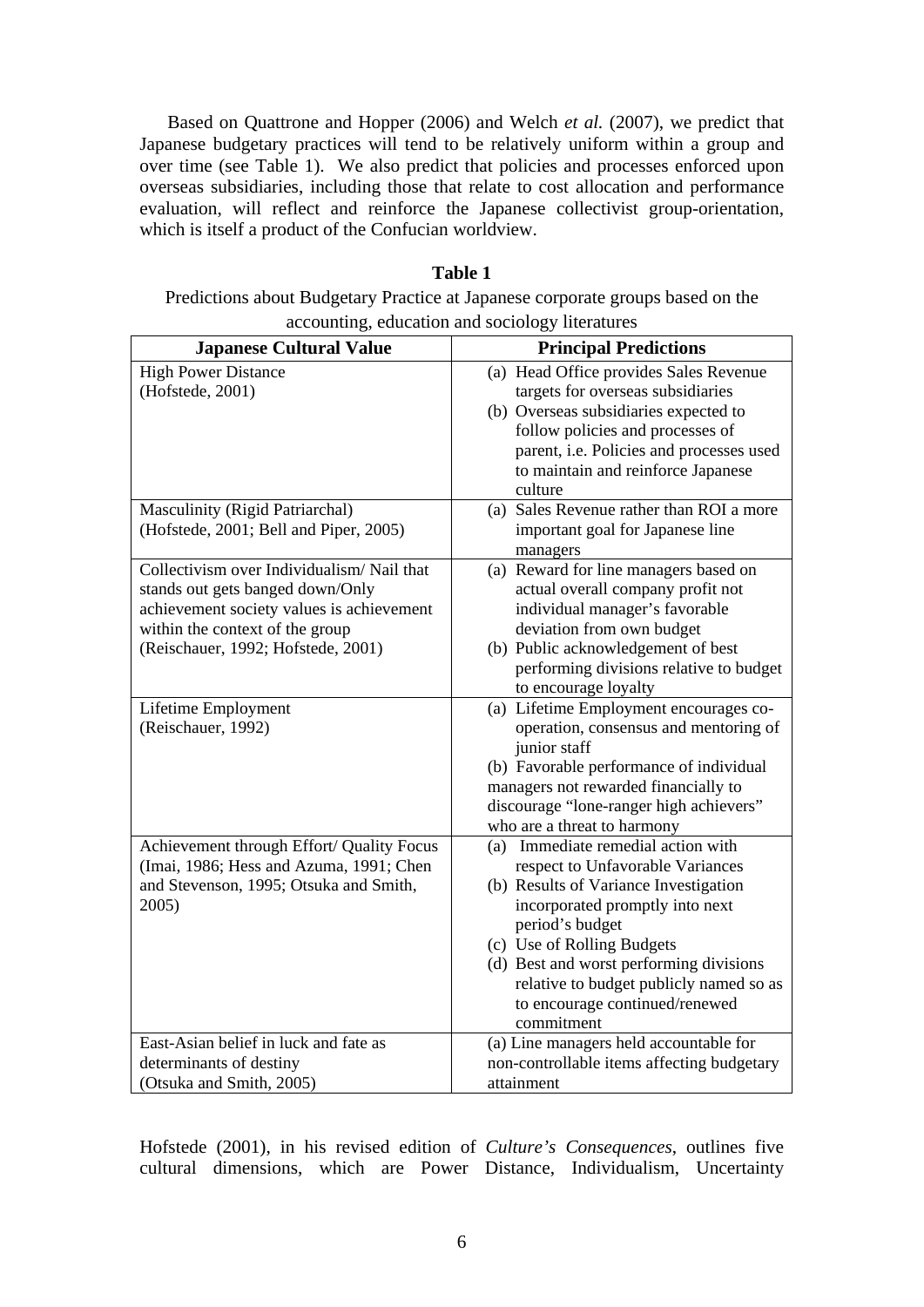Based on Quattrone and Hopper (2006) and Welch *et al.* (2007), we predict that Japanese budgetary practices will tend to be relatively uniform within a group and over time (see Table 1). We also predict that policies and processes enforced upon overseas subsidiaries, including those that relate to cost allocation and performance evaluation, will reflect and reinforce the Japanese collectivist group-orientation, which is itself a product of the Confucian worldview.

**Table 1**

Predictions about Budgetary Practice at Japanese corporate groups based on the accounting, education and sociology literatures

| Japanese Cultural Value | Principal Predictions |
|---|---|
| High Power Distance (Hofstede, 2001) | (a) Head Office provides Sales Revenue targets for overseas subsidiaries<br>(b) Overseas subsidiaries expected to follow policies and processes of parent, i.e. Policies and processes used to maintain and reinforce Japanese culture |
| Masculinity (Rigid Patriarchal) (Hofstede, 2001; Bell and Piper, 2005) | (a) Sales Revenue rather than ROI a more important goal for Japanese line managers |
| Collectivism over Individualism/ Nail that stands out gets banged down/Only achievement society values is achievement within the context of the group (Reischauer, 1992; Hofstede, 2001) | (a) Reward for line managers based on actual overall company profit not individual manager's favorable deviation from own budget<br>(b) Public acknowledgement of best performing divisions relative to budget to encourage loyalty |
| Lifetime Employment (Reischauer, 1992) | (a) Lifetime Employment encourages co-operation, consensus and mentoring of junior staff<br>(b) Favorable performance of individual managers not rewarded financially to discourage "lone-ranger high achievers" who are a threat to harmony |
| Achievement through Effort/ Quality Focus (Imai, 1986; Hess and Azuma, 1991; Chen and Stevenson, 1995; Otsuka and Smith, 2005) | (a) Immediate remedial action with respect to Unfavorable Variances<br>(b) Results of Variance Investigation incorporated promptly into next period's budget<br>(c) Use of Rolling Budgets<br>(d) Best and worst performing divisions relative to budget publicly named so as to encourage continued/renewed commitment |
| East-Asian belief in luck and fate as determinants of destiny (Otsuka and Smith, 2005) | (a) Line managers held accountable for non-controllable items affecting budgetary attainment |

Hofstede (2001), in his revised edition of *Culture's Consequences*, outlines five cultural dimensions, which are Power Distance, Individualism, Uncertainty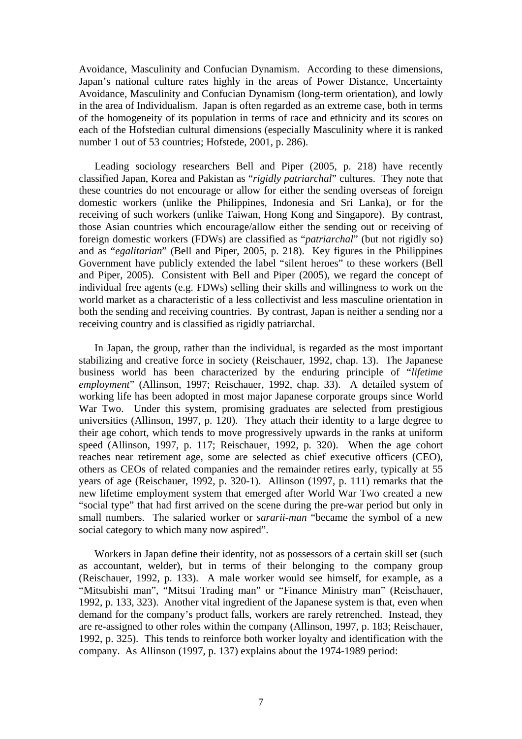Avoidance, Masculinity and Confucian Dynamism. According to these dimensions, Japan's national culture rates highly in the areas of Power Distance, Uncertainty Avoidance, Masculinity and Confucian Dynamism (long-term orientation), and lowly in the area of Individualism. Japan is often regarded as an extreme case, both in terms of the homogeneity of its population in terms of race and ethnicity and its scores on each of the Hofstedian cultural dimensions (especially Masculinity where it is ranked number 1 out of 53 countries; Hofstede, 2001, p. 286).

Leading sociology researchers Bell and Piper (2005, p. 218) have recently classified Japan, Korea and Pakistan as "*rigidly patriarchal*" cultures. They note that these countries do not encourage or allow for either the sending overseas of foreign domestic workers (unlike the Philippines, Indonesia and Sri Lanka), or for the receiving of such workers (unlike Taiwan, Hong Kong and Singapore). By contrast, those Asian countries which encourage/allow either the sending out or receiving of foreign domestic workers (FDWs) are classified as "*patriarchal*" (but not rigidly so) and as "*egalitarian*" (Bell and Piper, 2005, p. 218). Key figures in the Philippines Government have publicly extended the label "silent heroes" to these workers (Bell and Piper, 2005). Consistent with Bell and Piper (2005), we regard the concept of individual free agents (e.g. FDWs) selling their skills and willingness to work on the world market as a characteristic of a less collectivist and less masculine orientation in both the sending and receiving countries. By contrast, Japan is neither a sending nor a receiving country and is classified as rigidly patriarchal.

In Japan, the group, rather than the individual, is regarded as the most important stabilizing and creative force in society (Reischauer, 1992, chap. 13). The Japanese business world has been characterized by the enduring principle of "*lifetime employment*" (Allinson, 1997; Reischauer, 1992, chap. 33). A detailed system of working life has been adopted in most major Japanese corporate groups since World War Two. Under this system, promising graduates are selected from prestigious universities (Allinson, 1997, p. 120). They attach their identity to a large degree to their age cohort, which tends to move progressively upwards in the ranks at uniform speed (Allinson, 1997, p. 117; Reischauer, 1992, p. 320). When the age cohort reaches near retirement age, some are selected as chief executive officers (CEO), others as CEOs of related companies and the remainder retires early, typically at 55 years of age (Reischauer, 1992, p. 320-1). Allinson (1997, p. 111) remarks that the new lifetime employment system that emerged after World War Two created a new "social type" that had first arrived on the scene during the pre-war period but only in small numbers. The salaried worker or *sararii-man* "became the symbol of a new social category to which many now aspired".

Workers in Japan define their identity, not as possessors of a certain skill set (such as accountant, welder), but in terms of their belonging to the company group (Reischauer, 1992, p. 133). A male worker would see himself, for example, as a "Mitsubishi man", "Mitsui Trading man" or "Finance Ministry man" (Reischauer, 1992, p. 133, 323). Another vital ingredient of the Japanese system is that, even when demand for the company's product falls, workers are rarely retrenched. Instead, they are re-assigned to other roles within the company (Allinson, 1997, p. 183; Reischauer, 1992, p. 325). This tends to reinforce both worker loyalty and identification with the company. As Allinson (1997, p. 137) explains about the 1974-1989 period: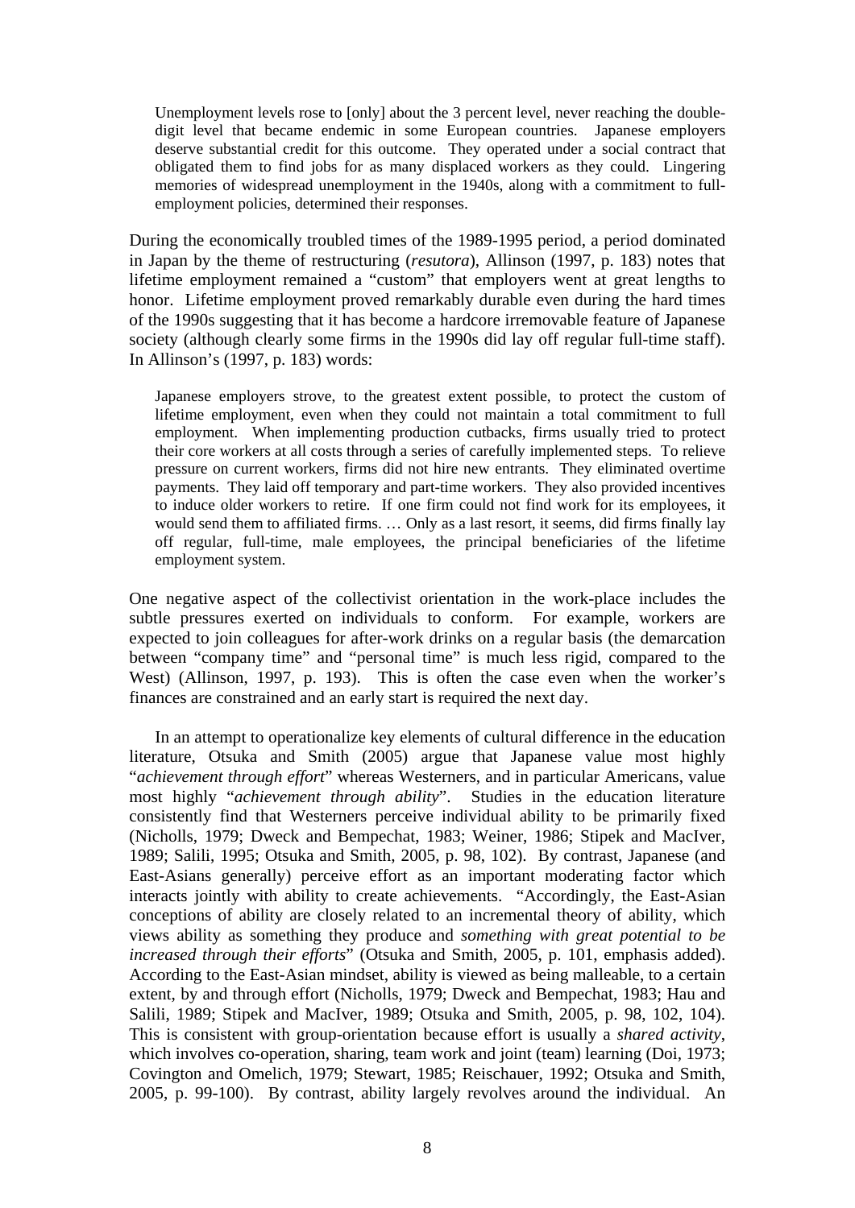> Unemployment levels rose to [only] about the 3 percent level, never reaching the double-digit level that became endemic in some European countries. Japanese employers deserve substantial credit for this outcome. They operated under a social contract that obligated them to find jobs for as many displaced workers as they could. Lingering memories of widespread unemployment in the 1940s, along with a commitment to full-employment policies, determined their responses.

During the economically troubled times of the 1989-1995 period, a period dominated in Japan by the theme of restructuring (*resutora*), Allinson (1997, p. 183) notes that lifetime employment remained a "custom" that employers went at great lengths to honor. Lifetime employment proved remarkably durable even during the hard times of the 1990s suggesting that it has become a hardcore irremovable feature of Japanese society (although clearly some firms in the 1990s did lay off regular full-time staff). In Allinson's (1997, p. 183) words:

> Japanese employers strove, to the greatest extent possible, to protect the custom of lifetime employment, even when they could not maintain a total commitment to full employment. When implementing production cutbacks, firms usually tried to protect their core workers at all costs through a series of carefully implemented steps. To relieve pressure on current workers, firms did not hire new entrants. They eliminated overtime payments. They laid off temporary and part-time workers. They also provided incentives to induce older workers to retire. If one firm could not find work for its employees, it would send them to affiliated firms. … Only as a last resort, it seems, did firms finally lay off regular, full-time, male employees, the principal beneficiaries of the lifetime employment system.

One negative aspect of the collectivist orientation in the work-place includes the subtle pressures exerted on individuals to conform. For example, workers are expected to join colleagues for after-work drinks on a regular basis (the demarcation between "company time" and "personal time" is much less rigid, compared to the West) (Allinson, 1997, p. 193). This is often the case even when the worker's finances are constrained and an early start is required the next day.

In an attempt to operationalize key elements of cultural difference in the education literature, Otsuka and Smith (2005) argue that Japanese value most highly "*achievement through effort*" whereas Westerners, and in particular Americans, value most highly "*achievement through ability*". Studies in the education literature consistently find that Westerners perceive individual ability to be primarily fixed (Nicholls, 1979; Dweck and Bempechat, 1983; Weiner, 1986; Stipek and MacIver, 1989; Salili, 1995; Otsuka and Smith, 2005, p. 98, 102). By contrast, Japanese (and East-Asians generally) perceive effort as an important moderating factor which interacts jointly with ability to create achievements. "Accordingly, the East-Asian conceptions of ability are closely related to an incremental theory of ability, which views ability as something they produce and *something with great potential to be increased through their efforts*" (Otsuka and Smith, 2005, p. 101, emphasis added). According to the East-Asian mindset, ability is viewed as being malleable, to a certain extent, by and through effort (Nicholls, 1979; Dweck and Bempechat, 1983; Hau and Salili, 1989; Stipek and MacIver, 1989; Otsuka and Smith, 2005, p. 98, 102, 104). This is consistent with group-orientation because effort is usually a *shared activity*, which involves co-operation, sharing, team work and joint (team) learning (Doi, 1973; Covington and Omelich, 1979; Stewart, 1985; Reischauer, 1992; Otsuka and Smith, 2005, p. 99-100). By contrast, ability largely revolves around the individual. An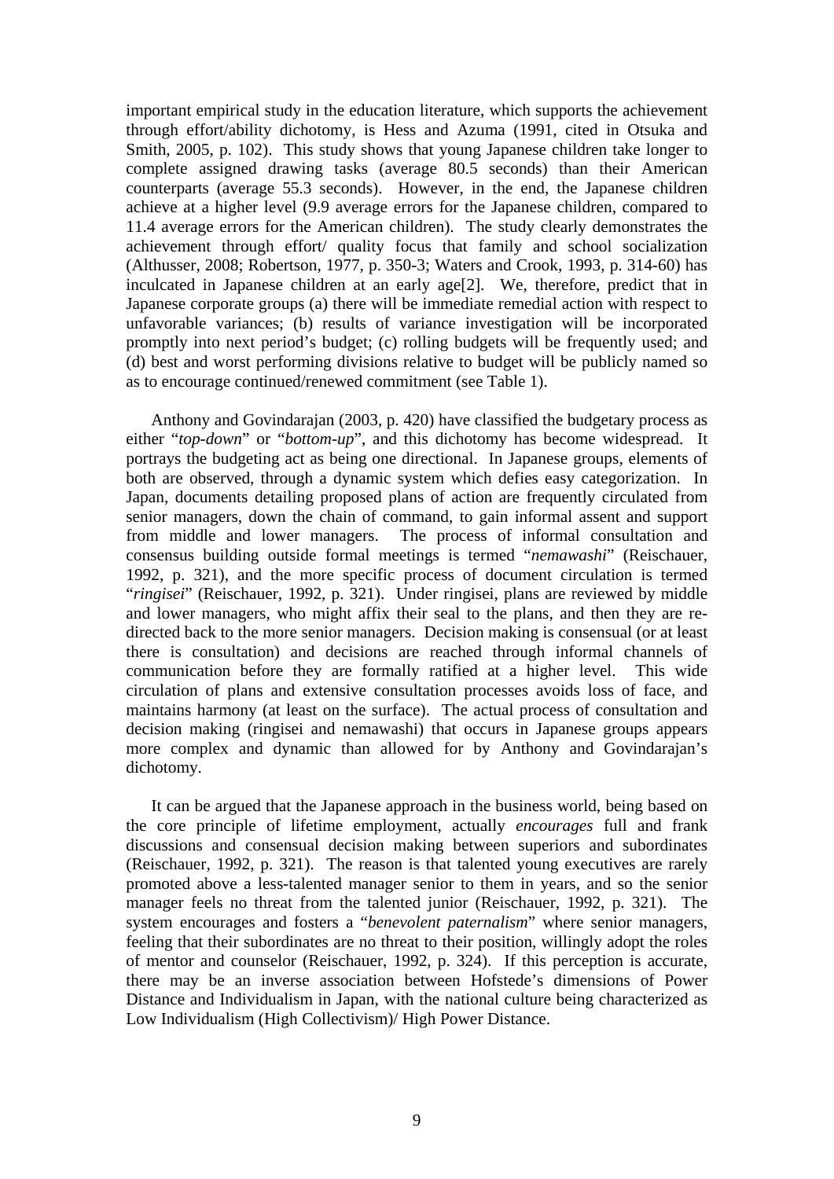important empirical study in the education literature, which supports the achievement through effort/ability dichotomy, is Hess and Azuma (1991, cited in Otsuka and Smith, 2005, p. 102). This study shows that young Japanese children take longer to complete assigned drawing tasks (average 80.5 seconds) than their American counterparts (average 55.3 seconds). However, in the end, the Japanese children achieve at a higher level (9.9 average errors for the Japanese children, compared to 11.4 average errors for the American children). The study clearly demonstrates the achievement through effort/ quality focus that family and school socialization (Althusser, 2008; Robertson, 1977, p. 350-3; Waters and Crook, 1993, p. 314-60) has inculcated in Japanese children at an early age[2]. We, therefore, predict that in Japanese corporate groups (a) there will be immediate remedial action with respect to unfavorable variances; (b) results of variance investigation will be incorporated promptly into next period's budget; (c) rolling budgets will be frequently used; and (d) best and worst performing divisions relative to budget will be publicly named so as to encourage continued/renewed commitment (see Table 1).

Anthony and Govindarajan (2003, p. 420) have classified the budgetary process as either "*top-down*" or "*bottom-up*", and this dichotomy has become widespread. It portrays the budgeting act as being one directional. In Japanese groups, elements of both are observed, through a dynamic system which defies easy categorization. In Japan, documents detailing proposed plans of action are frequently circulated from senior managers, down the chain of command, to gain informal assent and support from middle and lower managers. The process of informal consultation and consensus building outside formal meetings is termed "*nemawashi*" (Reischauer, 1992, p. 321), and the more specific process of document circulation is termed "*ringisei*" (Reischauer, 1992, p. 321). Under ringisei, plans are reviewed by middle and lower managers, who might affix their seal to the plans, and then they are re-directed back to the more senior managers. Decision making is consensual (or at least there is consultation) and decisions are reached through informal channels of communication before they are formally ratified at a higher level. This wide circulation of plans and extensive consultation processes avoids loss of face, and maintains harmony (at least on the surface). The actual process of consultation and decision making (ringisei and nemawashi) that occurs in Japanese groups appears more complex and dynamic than allowed for by Anthony and Govindarajan's dichotomy.

It can be argued that the Japanese approach in the business world, being based on the core principle of lifetime employment, actually *encourages* full and frank discussions and consensual decision making between superiors and subordinates (Reischauer, 1992, p. 321). The reason is that talented young executives are rarely promoted above a less-talented manager senior to them in years, and so the senior manager feels no threat from the talented junior (Reischauer, 1992, p. 321). The system encourages and fosters a "*benevolent paternalism*" where senior managers, feeling that their subordinates are no threat to their position, willingly adopt the roles of mentor and counselor (Reischauer, 1992, p. 324). If this perception is accurate, there may be an inverse association between Hofstede's dimensions of Power Distance and Individualism in Japan, with the national culture being characterized as Low Individualism (High Collectivism)/ High Power Distance.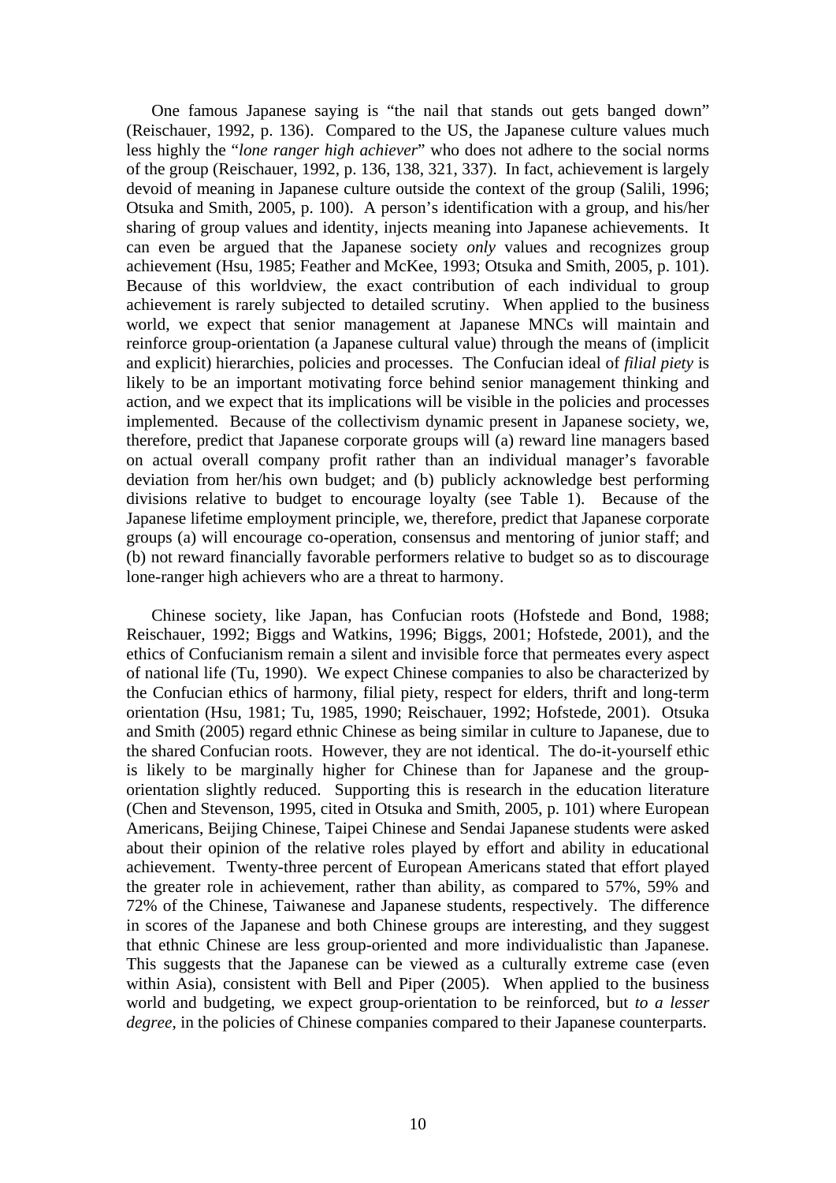One famous Japanese saying is "the nail that stands out gets banged down" (Reischauer, 1992, p. 136). Compared to the US, the Japanese culture values much less highly the "*lone ranger high achiever*" who does not adhere to the social norms of the group (Reischauer, 1992, p. 136, 138, 321, 337). In fact, achievement is largely devoid of meaning in Japanese culture outside the context of the group (Salili, 1996; Otsuka and Smith, 2005, p. 100). A person's identification with a group, and his/her sharing of group values and identity, injects meaning into Japanese achievements. It can even be argued that the Japanese society *only* values and recognizes group achievement (Hsu, 1985; Feather and McKee, 1993; Otsuka and Smith, 2005, p. 101). Because of this worldview, the exact contribution of each individual to group achievement is rarely subjected to detailed scrutiny. When applied to the business world, we expect that senior management at Japanese MNCs will maintain and reinforce group-orientation (a Japanese cultural value) through the means of (implicit and explicit) hierarchies, policies and processes. The Confucian ideal of *filial piety* is likely to be an important motivating force behind senior management thinking and action, and we expect that its implications will be visible in the policies and processes implemented. Because of the collectivism dynamic present in Japanese society, we, therefore, predict that Japanese corporate groups will (a) reward line managers based on actual overall company profit rather than an individual manager's favorable deviation from her/his own budget; and (b) publicly acknowledge best performing divisions relative to budget to encourage loyalty (see Table 1). Because of the Japanese lifetime employment principle, we, therefore, predict that Japanese corporate groups (a) will encourage co-operation, consensus and mentoring of junior staff; and (b) not reward financially favorable performers relative to budget so as to discourage lone-ranger high achievers who are a threat to harmony.

Chinese society, like Japan, has Confucian roots (Hofstede and Bond, 1988; Reischauer, 1992; Biggs and Watkins, 1996; Biggs, 2001; Hofstede, 2001), and the ethics of Confucianism remain a silent and invisible force that permeates every aspect of national life (Tu, 1990). We expect Chinese companies to also be characterized by the Confucian ethics of harmony, filial piety, respect for elders, thrift and long-term orientation (Hsu, 1981; Tu, 1985, 1990; Reischauer, 1992; Hofstede, 2001). Otsuka and Smith (2005) regard ethnic Chinese as being similar in culture to Japanese, due to the shared Confucian roots. However, they are not identical. The do-it-yourself ethic is likely to be marginally higher for Chinese than for Japanese and the group-orientation slightly reduced. Supporting this is research in the education literature (Chen and Stevenson, 1995, cited in Otsuka and Smith, 2005, p. 101) where European Americans, Beijing Chinese, Taipei Chinese and Sendai Japanese students were asked about their opinion of the relative roles played by effort and ability in educational achievement. Twenty-three percent of European Americans stated that effort played the greater role in achievement, rather than ability, as compared to 57%, 59% and 72% of the Chinese, Taiwanese and Japanese students, respectively. The difference in scores of the Japanese and both Chinese groups are interesting, and they suggest that ethnic Chinese are less group-oriented and more individualistic than Japanese. This suggests that the Japanese can be viewed as a culturally extreme case (even within Asia), consistent with Bell and Piper (2005). When applied to the business world and budgeting, we expect group-orientation to be reinforced, but *to a lesser degree*, in the policies of Chinese companies compared to their Japanese counterparts.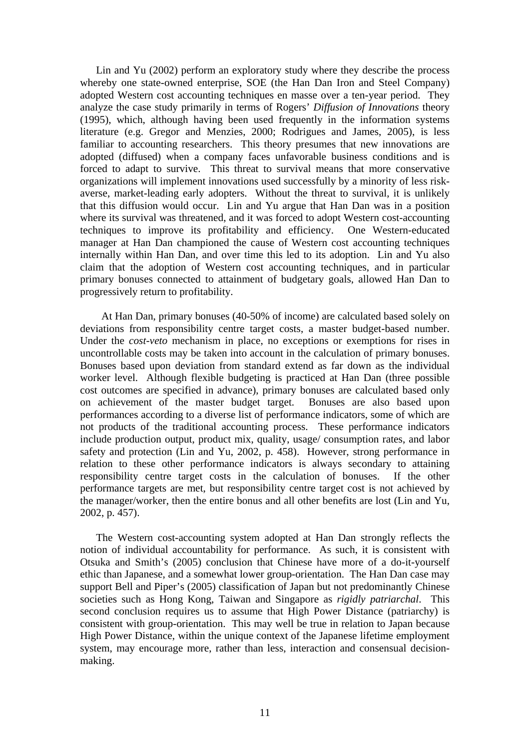Lin and Yu (2002) perform an exploratory study where they describe the process whereby one state-owned enterprise, SOE (the Han Dan Iron and Steel Company) adopted Western cost accounting techniques en masse over a ten-year period. They analyze the case study primarily in terms of Rogers' *Diffusion of Innovations* theory (1995), which, although having been used frequently in the information systems literature (e.g. Gregor and Menzies, 2000; Rodrigues and James, 2005), is less familiar to accounting researchers. This theory presumes that new innovations are adopted (diffused) when a company faces unfavorable business conditions and is forced to adapt to survive. This threat to survival means that more conservative organizations will implement innovations used successfully by a minority of less risk-averse, market-leading early adopters. Without the threat to survival, it is unlikely that this diffusion would occur. Lin and Yu argue that Han Dan was in a position where its survival was threatened, and it was forced to adopt Western cost-accounting techniques to improve its profitability and efficiency. One Western-educated manager at Han Dan championed the cause of Western cost accounting techniques internally within Han Dan, and over time this led to its adoption. Lin and Yu also claim that the adoption of Western cost accounting techniques, and in particular primary bonuses connected to attainment of budgetary goals, allowed Han Dan to progressively return to profitability.

At Han Dan, primary bonuses (40-50% of income) are calculated based solely on deviations from responsibility centre target costs, a master budget-based number. Under the *cost-veto* mechanism in place, no exceptions or exemptions for rises in uncontrollable costs may be taken into account in the calculation of primary bonuses. Bonuses based upon deviation from standard extend as far down as the individual worker level. Although flexible budgeting is practiced at Han Dan (three possible cost outcomes are specified in advance), primary bonuses are calculated based only on achievement of the master budget target. Bonuses are also based upon performances according to a diverse list of performance indicators, some of which are not products of the traditional accounting process. These performance indicators include production output, product mix, quality, usage/ consumption rates, and labor safety and protection (Lin and Yu, 2002, p. 458). However, strong performance in relation to these other performance indicators is always secondary to attaining responsibility centre target costs in the calculation of bonuses. If the other performance targets are met, but responsibility centre target cost is not achieved by the manager/worker, then the entire bonus and all other benefits are lost (Lin and Yu, 2002, p. 457).

The Western cost-accounting system adopted at Han Dan strongly reflects the notion of individual accountability for performance. As such, it is consistent with Otsuka and Smith's (2005) conclusion that Chinese have more of a do-it-yourself ethic than Japanese, and a somewhat lower group-orientation. The Han Dan case may support Bell and Piper's (2005) classification of Japan but not predominantly Chinese societies such as Hong Kong, Taiwan and Singapore as *rigidly patriarchal*. This second conclusion requires us to assume that High Power Distance (patriarchy) is consistent with group-orientation. This may well be true in relation to Japan because High Power Distance, within the unique context of the Japanese lifetime employment system, may encourage more, rather than less, interaction and consensual decision-making.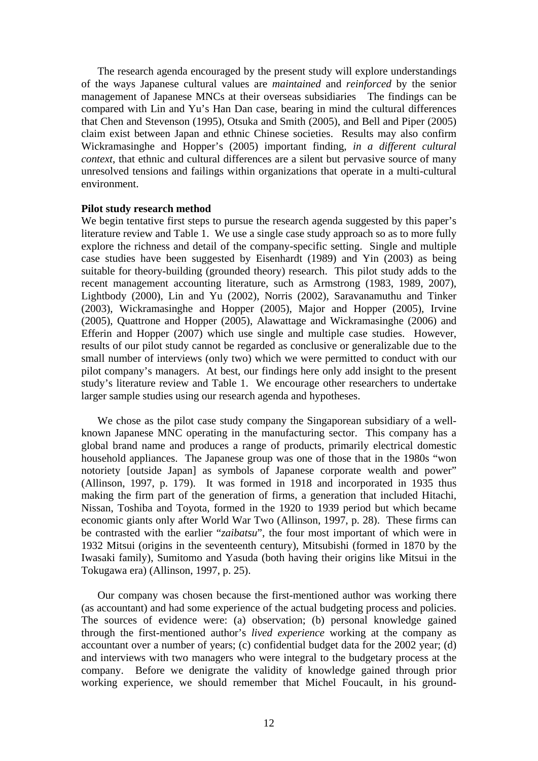The research agenda encouraged by the present study will explore understandings of the ways Japanese cultural values are *maintained* and *reinforced* by the senior management of Japanese MNCs at their overseas subsidiaries The findings can be compared with Lin and Yu's Han Dan case, bearing in mind the cultural differences that Chen and Stevenson (1995), Otsuka and Smith (2005), and Bell and Piper (2005) claim exist between Japan and ethnic Chinese societies. Results may also confirm Wickramasinghe and Hopper's (2005) important finding, *in a different cultural context*, that ethnic and cultural differences are a silent but pervasive source of many unresolved tensions and failings within organizations that operate in a multi-cultural environment.

**Pilot study research method**

We begin tentative first steps to pursue the research agenda suggested by this paper's literature review and Table 1. We use a single case study approach so as to more fully explore the richness and detail of the company-specific setting. Single and multiple case studies have been suggested by Eisenhardt (1989) and Yin (2003) as being suitable for theory-building (grounded theory) research. This pilot study adds to the recent management accounting literature, such as Armstrong (1983, 1989, 2007), Lightbody (2000), Lin and Yu (2002), Norris (2002), Saravanamuthu and Tinker (2003), Wickramasinghe and Hopper (2005), Major and Hopper (2005), Irvine (2005), Quattrone and Hopper (2005), Alawattage and Wickramasinghe (2006) and Efferin and Hopper (2007) which use single and multiple case studies. However, results of our pilot study cannot be regarded as conclusive or generalizable due to the small number of interviews (only two) which we were permitted to conduct with our pilot company's managers. At best, our findings here only add insight to the present study's literature review and Table 1. We encourage other researchers to undertake larger sample studies using our research agenda and hypotheses.

We chose as the pilot case study company the Singaporean subsidiary of a well-known Japanese MNC operating in the manufacturing sector. This company has a global brand name and produces a range of products, primarily electrical domestic household appliances. The Japanese group was one of those that in the 1980s "won notoriety [outside Japan] as symbols of Japanese corporate wealth and power" (Allinson, 1997, p. 179). It was formed in 1918 and incorporated in 1935 thus making the firm part of the generation of firms, a generation that included Hitachi, Nissan, Toshiba and Toyota, formed in the 1920 to 1939 period but which became economic giants only after World War Two (Allinson, 1997, p. 28). These firms can be contrasted with the earlier "*zaibatsu*", the four most important of which were in 1932 Mitsui (origins in the seventeenth century), Mitsubishi (formed in 1870 by the Iwasaki family), Sumitomo and Yasuda (both having their origins like Mitsui in the Tokugawa era) (Allinson, 1997, p. 25).

Our company was chosen because the first-mentioned author was working there (as accountant) and had some experience of the actual budgeting process and policies. The sources of evidence were: (a) observation; (b) personal knowledge gained through the first-mentioned author's *lived experience* working at the company as accountant over a number of years; (c) confidential budget data for the 2002 year; (d) and interviews with two managers who were integral to the budgetary process at the company. Before we denigrate the validity of knowledge gained through prior working experience, we should remember that Michel Foucault, in his ground-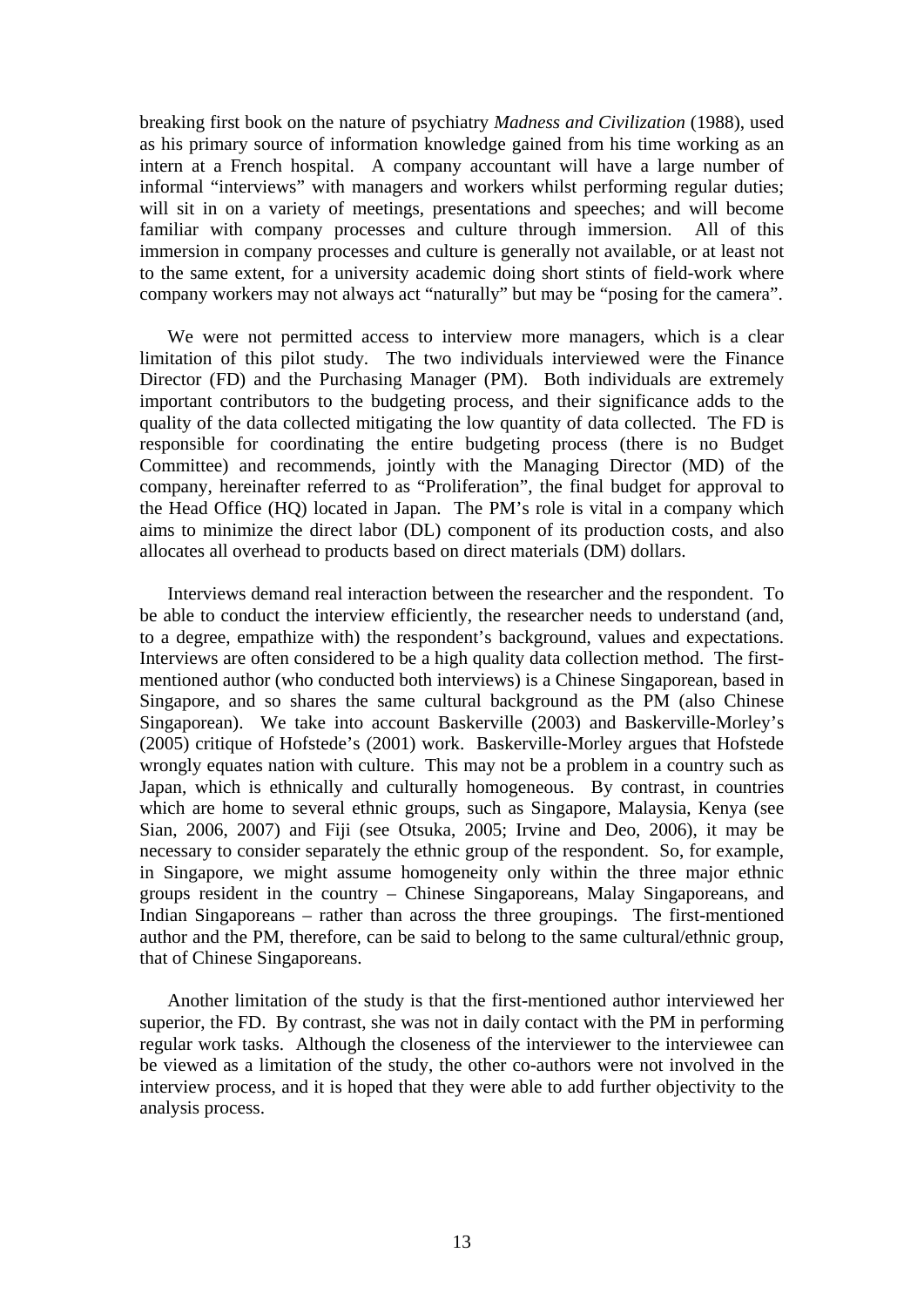breaking first book on the nature of psychiatry *Madness and Civilization* (1988), used as his primary source of information knowledge gained from his time working as an intern at a French hospital. A company accountant will have a large number of informal "interviews" with managers and workers whilst performing regular duties; will sit in on a variety of meetings, presentations and speeches; and will become familiar with company processes and culture through immersion. All of this immersion in company processes and culture is generally not available, or at least not to the same extent, for a university academic doing short stints of field-work where company workers may not always act "naturally" but may be "posing for the camera".

We were not permitted access to interview more managers, which is a clear limitation of this pilot study. The two individuals interviewed were the Finance Director (FD) and the Purchasing Manager (PM). Both individuals are extremely important contributors to the budgeting process, and their significance adds to the quality of the data collected mitigating the low quantity of data collected. The FD is responsible for coordinating the entire budgeting process (there is no Budget Committee) and recommends, jointly with the Managing Director (MD) of the company, hereinafter referred to as "Proliferation", the final budget for approval to the Head Office (HQ) located in Japan. The PM's role is vital in a company which aims to minimize the direct labor (DL) component of its production costs, and also allocates all overhead to products based on direct materials (DM) dollars.

Interviews demand real interaction between the researcher and the respondent. To be able to conduct the interview efficiently, the researcher needs to understand (and, to a degree, empathize with) the respondent's background, values and expectations. Interviews are often considered to be a high quality data collection method. The first-mentioned author (who conducted both interviews) is a Chinese Singaporean, based in Singapore, and so shares the same cultural background as the PM (also Chinese Singaporean). We take into account Baskerville (2003) and Baskerville-Morley's (2005) critique of Hofstede's (2001) work. Baskerville-Morley argues that Hofstede wrongly equates nation with culture. This may not be a problem in a country such as Japan, which is ethnically and culturally homogeneous. By contrast, in countries which are home to several ethnic groups, such as Singapore, Malaysia, Kenya (see Sian, 2006, 2007) and Fiji (see Otsuka, 2005; Irvine and Deo, 2006), it may be necessary to consider separately the ethnic group of the respondent. So, for example, in Singapore, we might assume homogeneity only within the three major ethnic groups resident in the country – Chinese Singaporeans, Malay Singaporeans, and Indian Singaporeans – rather than across the three groupings. The first-mentioned author and the PM, therefore, can be said to belong to the same cultural/ethnic group, that of Chinese Singaporeans.

Another limitation of the study is that the first-mentioned author interviewed her superior, the FD. By contrast, she was not in daily contact with the PM in performing regular work tasks. Although the closeness of the interviewer to the interviewee can be viewed as a limitation of the study, the other co-authors were not involved in the interview process, and it is hoped that they were able to add further objectivity to the analysis process.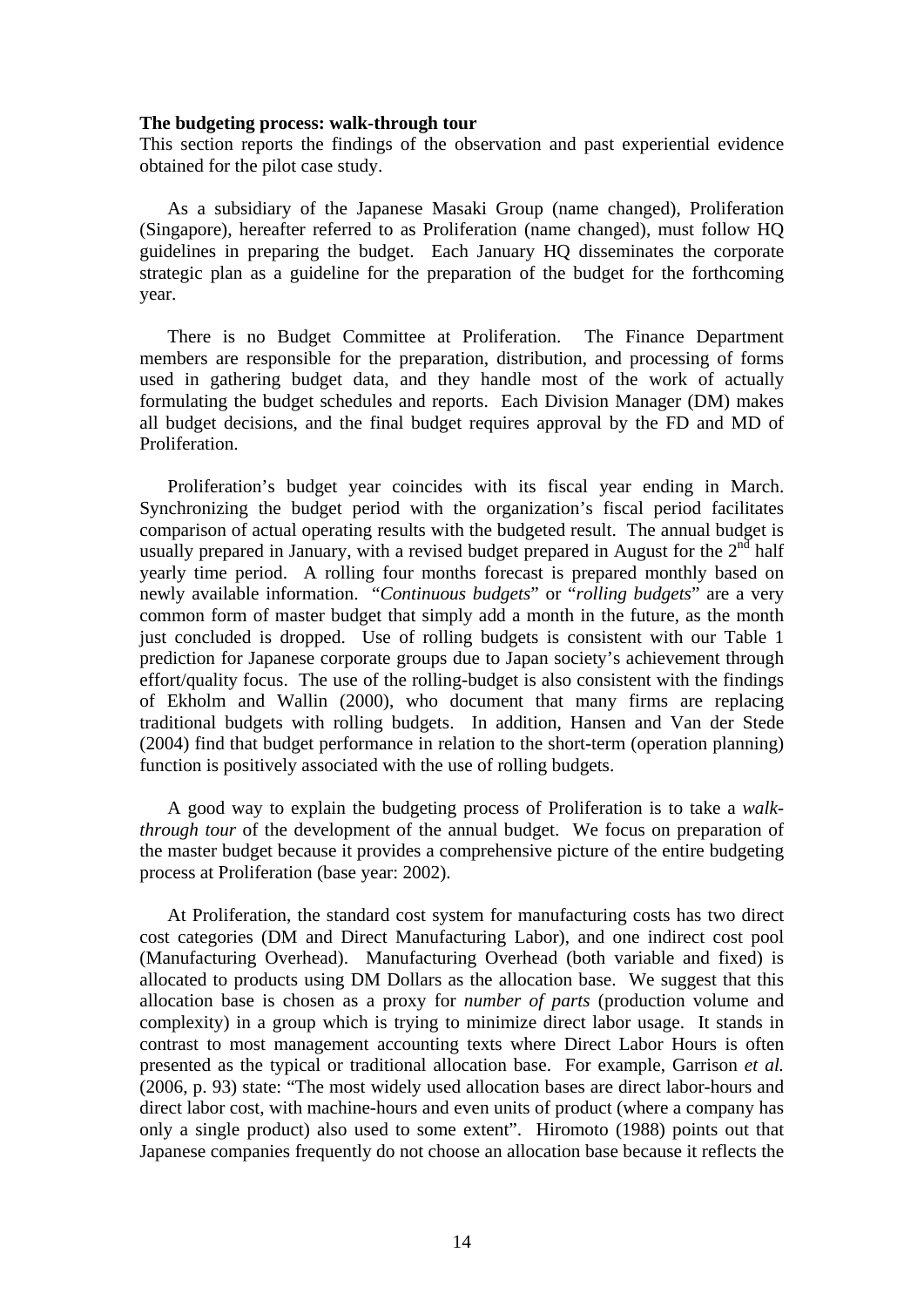**The budgeting process: walk-through tour**

This section reports the findings of the observation and past experiential evidence obtained for the pilot case study.

As a subsidiary of the Japanese Masaki Group (name changed), Proliferation (Singapore), hereafter referred to as Proliferation (name changed), must follow HQ guidelines in preparing the budget. Each January HQ disseminates the corporate strategic plan as a guideline for the preparation of the budget for the forthcoming year.

There is no Budget Committee at Proliferation. The Finance Department members are responsible for the preparation, distribution, and processing of forms used in gathering budget data, and they handle most of the work of actually formulating the budget schedules and reports. Each Division Manager (DM) makes all budget decisions, and the final budget requires approval by the FD and MD of Proliferation.

Proliferation's budget year coincides with its fiscal year ending in March. Synchronizing the budget period with the organization's fiscal period facilitates comparison of actual operating results with the budgeted result. The annual budget is usually prepared in January, with a revised budget prepared in August for the 2nd half yearly time period. A rolling four months forecast is prepared monthly based on newly available information. "*Continuous budgets*" or "*rolling budgets*" are a very common form of master budget that simply add a month in the future, as the month just concluded is dropped. Use of rolling budgets is consistent with our Table 1 prediction for Japanese corporate groups due to Japan society's achievement through effort/quality focus. The use of the rolling-budget is also consistent with the findings of Ekholm and Wallin (2000), who document that many firms are replacing traditional budgets with rolling budgets. In addition, Hansen and Van der Stede (2004) find that budget performance in relation to the short-term (operation planning) function is positively associated with the use of rolling budgets.

A good way to explain the budgeting process of Proliferation is to take a *walk-through tour* of the development of the annual budget. We focus on preparation of the master budget because it provides a comprehensive picture of the entire budgeting process at Proliferation (base year: 2002).

At Proliferation, the standard cost system for manufacturing costs has two direct cost categories (DM and Direct Manufacturing Labor), and one indirect cost pool (Manufacturing Overhead). Manufacturing Overhead (both variable and fixed) is allocated to products using DM Dollars as the allocation base. We suggest that this allocation base is chosen as a proxy for *number of parts* (production volume and complexity) in a group which is trying to minimize direct labor usage. It stands in contrast to most management accounting texts where Direct Labor Hours is often presented as the typical or traditional allocation base. For example, Garrison *et al.* (2006, p. 93) state: "The most widely used allocation bases are direct labor-hours and direct labor cost, with machine-hours and even units of product (where a company has only a single product) also used to some extent". Hiromoto (1988) points out that Japanese companies frequently do not choose an allocation base because it reflects the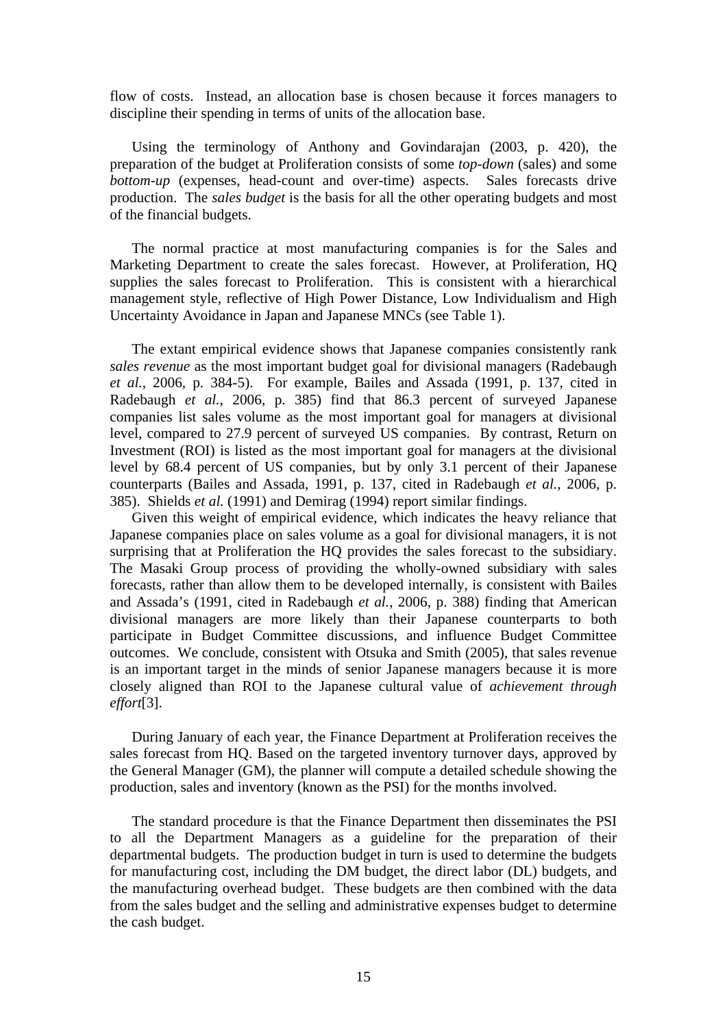flow of costs. Instead, an allocation base is chosen because it forces managers to discipline their spending in terms of units of the allocation base.

Using the terminology of Anthony and Govindarajan (2003, p. 420), the preparation of the budget at Proliferation consists of some *top-down* (sales) and some *bottom-up* (expenses, head-count and over-time) aspects. Sales forecasts drive production. The *sales budget* is the basis for all the other operating budgets and most of the financial budgets.

The normal practice at most manufacturing companies is for the Sales and Marketing Department to create the sales forecast. However, at Proliferation, HQ supplies the sales forecast to Proliferation. This is consistent with a hierarchical management style, reflective of High Power Distance, Low Individualism and High Uncertainty Avoidance in Japan and Japanese MNCs (see Table 1).

The extant empirical evidence shows that Japanese companies consistently rank *sales revenue* as the most important budget goal for divisional managers (Radebaugh *et al.*, 2006, p. 384-5). For example, Bailes and Assada (1991, p. 137, cited in Radebaugh *et al.*, 2006, p. 385) find that 86.3 percent of surveyed Japanese companies list sales volume as the most important goal for managers at divisional level, compared to 27.9 percent of surveyed US companies. By contrast, Return on Investment (ROI) is listed as the most important goal for managers at the divisional level by 68.4 percent of US companies, but by only 3.1 percent of their Japanese counterparts (Bailes and Assada, 1991, p. 137, cited in Radebaugh *et al.*, 2006, p. 385). Shields *et al.* (1991) and Demirag (1994) report similar findings.

Given this weight of empirical evidence, which indicates the heavy reliance that Japanese companies place on sales volume as a goal for divisional managers, it is not surprising that at Proliferation the HQ provides the sales forecast to the subsidiary. The Masaki Group process of providing the wholly-owned subsidiary with sales forecasts, rather than allow them to be developed internally, is consistent with Bailes and Assada's (1991, cited in Radebaugh *et al.*, 2006, p. 388) finding that American divisional managers are more likely than their Japanese counterparts to both participate in Budget Committee discussions, and influence Budget Committee outcomes. We conclude, consistent with Otsuka and Smith (2005), that sales revenue is an important target in the minds of senior Japanese managers because it is more closely aligned than ROI to the Japanese cultural value of *achievement through effort*[3].

During January of each year, the Finance Department at Proliferation receives the sales forecast from HQ. Based on the targeted inventory turnover days, approved by the General Manager (GM), the planner will compute a detailed schedule showing the production, sales and inventory (known as the PSI) for the months involved.

The standard procedure is that the Finance Department then disseminates the PSI to all the Department Managers as a guideline for the preparation of their departmental budgets. The production budget in turn is used to determine the budgets for manufacturing cost, including the DM budget, the direct labor (DL) budgets, and the manufacturing overhead budget. These budgets are then combined with the data from the sales budget and the selling and administrative expenses budget to determine the cash budget.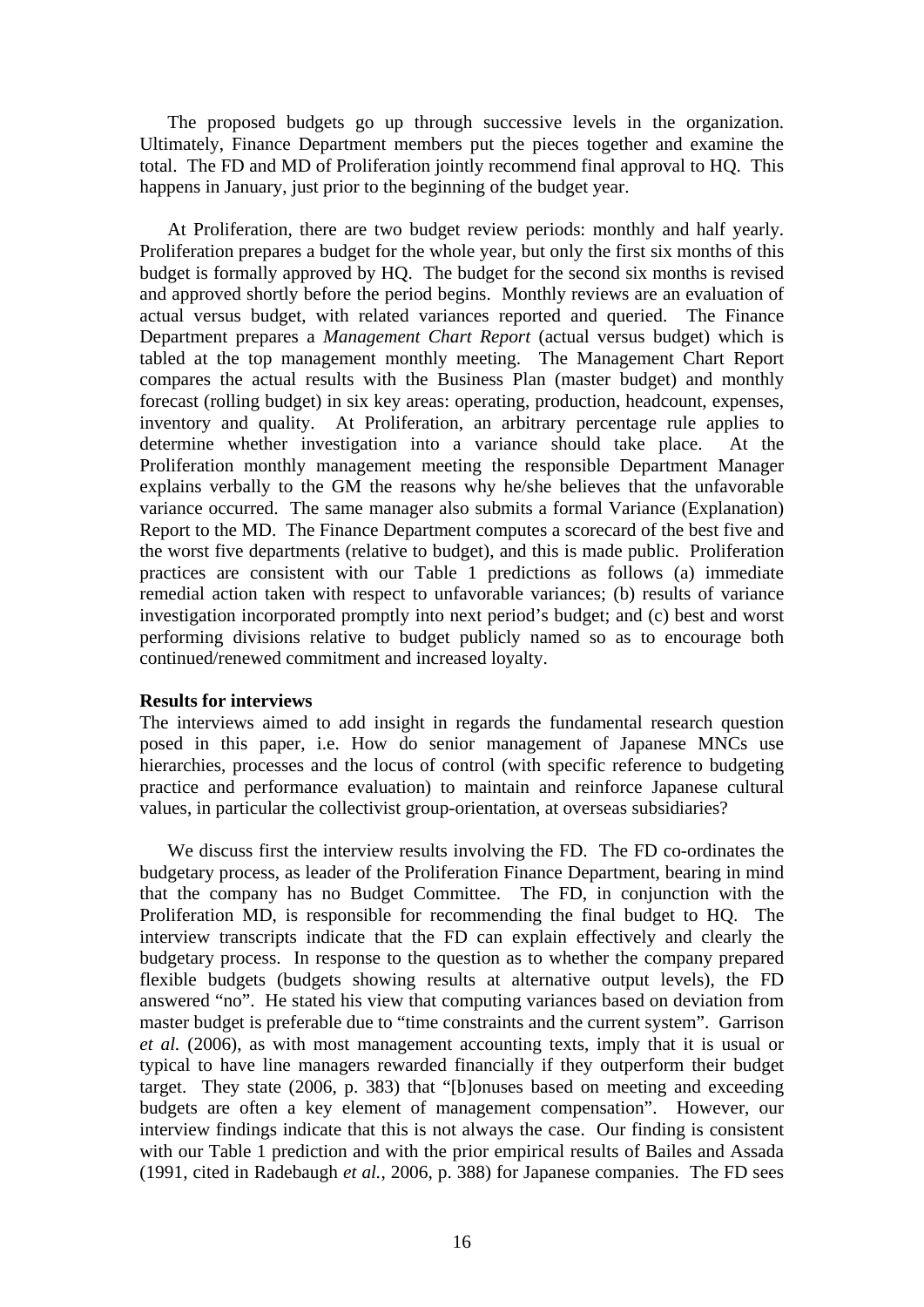The proposed budgets go up through successive levels in the organization. Ultimately, Finance Department members put the pieces together and examine the total. The FD and MD of Proliferation jointly recommend final approval to HQ. This happens in January, just prior to the beginning of the budget year.

At Proliferation, there are two budget review periods: monthly and half yearly. Proliferation prepares a budget for the whole year, but only the first six months of this budget is formally approved by HQ. The budget for the second six months is revised and approved shortly before the period begins. Monthly reviews are an evaluation of actual versus budget, with related variances reported and queried. The Finance Department prepares a *Management Chart Report* (actual versus budget) which is tabled at the top management monthly meeting. The Management Chart Report compares the actual results with the Business Plan (master budget) and monthly forecast (rolling budget) in six key areas: operating, production, headcount, expenses, inventory and quality. At Proliferation, an arbitrary percentage rule applies to determine whether investigation into a variance should take place. At the Proliferation monthly management meeting the responsible Department Manager explains verbally to the GM the reasons why he/she believes that the unfavorable variance occurred. The same manager also submits a formal Variance (Explanation) Report to the MD. The Finance Department computes a scorecard of the best five and the worst five departments (relative to budget), and this is made public. Proliferation practices are consistent with our Table 1 predictions as follows (a) immediate remedial action taken with respect to unfavorable variances; (b) results of variance investigation incorporated promptly into next period's budget; and (c) best and worst performing divisions relative to budget publicly named so as to encourage both continued/renewed commitment and increased loyalty.

**Results for interviews**

The interviews aimed to add insight in regards the fundamental research question posed in this paper, i.e. How do senior management of Japanese MNCs use hierarchies, processes and the locus of control (with specific reference to budgeting practice and performance evaluation) to maintain and reinforce Japanese cultural values, in particular the collectivist group-orientation, at overseas subsidiaries?

We discuss first the interview results involving the FD. The FD co-ordinates the budgetary process, as leader of the Proliferation Finance Department, bearing in mind that the company has no Budget Committee. The FD, in conjunction with the Proliferation MD, is responsible for recommending the final budget to HQ. The interview transcripts indicate that the FD can explain effectively and clearly the budgetary process. In response to the question as to whether the company prepared flexible budgets (budgets showing results at alternative output levels), the FD answered "no". He stated his view that computing variances based on deviation from master budget is preferable due to "time constraints and the current system". Garrison *et al.* (2006), as with most management accounting texts, imply that it is usual or typical to have line managers rewarded financially if they outperform their budget target. They state (2006, p. 383) that "[b]onuses based on meeting and exceeding budgets are often a key element of management compensation". However, our interview findings indicate that this is not always the case. Our finding is consistent with our Table 1 prediction and with the prior empirical results of Bailes and Assada (1991, cited in Radebaugh *et al.*, 2006, p. 388) for Japanese companies. The FD sees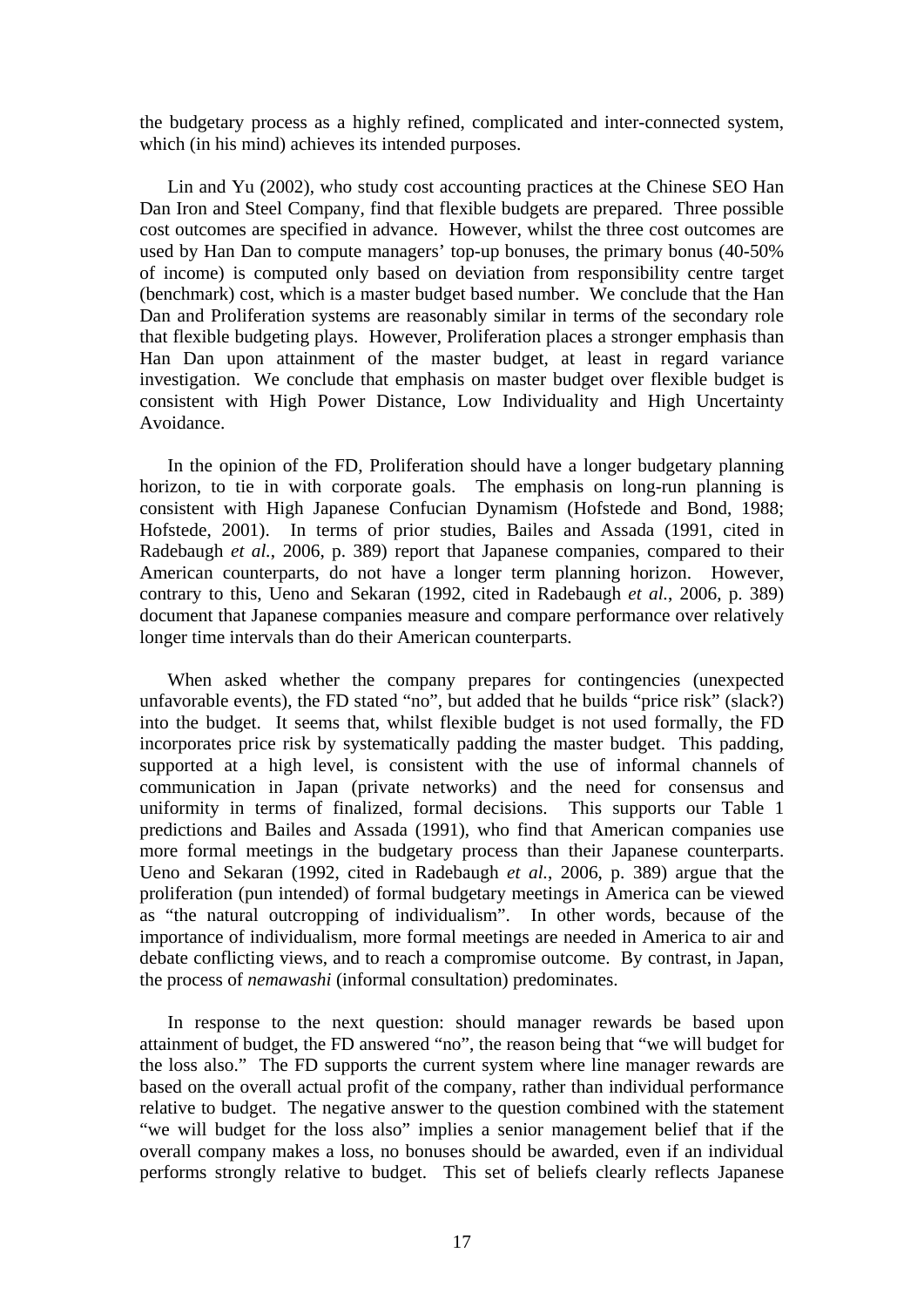the budgetary process as a highly refined, complicated and inter-connected system, which (in his mind) achieves its intended purposes.

Lin and Yu (2002), who study cost accounting practices at the Chinese SEO Han Dan Iron and Steel Company, find that flexible budgets are prepared. Three possible cost outcomes are specified in advance. However, whilst the three cost outcomes are used by Han Dan to compute managers' top-up bonuses, the primary bonus (40-50% of income) is computed only based on deviation from responsibility centre target (benchmark) cost, which is a master budget based number. We conclude that the Han Dan and Proliferation systems are reasonably similar in terms of the secondary role that flexible budgeting plays. However, Proliferation places a stronger emphasis than Han Dan upon attainment of the master budget, at least in regard variance investigation. We conclude that emphasis on master budget over flexible budget is consistent with High Power Distance, Low Individuality and High Uncertainty Avoidance.

In the opinion of the FD, Proliferation should have a longer budgetary planning horizon, to tie in with corporate goals. The emphasis on long-run planning is consistent with High Japanese Confucian Dynamism (Hofstede and Bond, 1988; Hofstede, 2001). In terms of prior studies, Bailes and Assada (1991, cited in Radebaugh *et al.*, 2006, p. 389) report that Japanese companies, compared to their American counterparts, do not have a longer term planning horizon. However, contrary to this, Ueno and Sekaran (1992, cited in Radebaugh *et al.*, 2006, p. 389) document that Japanese companies measure and compare performance over relatively longer time intervals than do their American counterparts.

When asked whether the company prepares for contingencies (unexpected unfavorable events), the FD stated "no", but added that he builds "price risk" (slack?) into the budget. It seems that, whilst flexible budget is not used formally, the FD incorporates price risk by systematically padding the master budget. This padding, supported at a high level, is consistent with the use of informal channels of communication in Japan (private networks) and the need for consensus and uniformity in terms of finalized, formal decisions. This supports our Table 1 predictions and Bailes and Assada (1991), who find that American companies use more formal meetings in the budgetary process than their Japanese counterparts. Ueno and Sekaran (1992, cited in Radebaugh *et al.*, 2006, p. 389) argue that the proliferation (pun intended) of formal budgetary meetings in America can be viewed as "the natural outcropping of individualism". In other words, because of the importance of individualism, more formal meetings are needed in America to air and debate conflicting views, and to reach a compromise outcome. By contrast, in Japan, the process of *nemawashi* (informal consultation) predominates.

In response to the next question: should manager rewards be based upon attainment of budget, the FD answered "no", the reason being that "we will budget for the loss also." The FD supports the current system where line manager rewards are based on the overall actual profit of the company, rather than individual performance relative to budget. The negative answer to the question combined with the statement "we will budget for the loss also" implies a senior management belief that if the overall company makes a loss, no bonuses should be awarded, even if an individual performs strongly relative to budget. This set of beliefs clearly reflects Japanese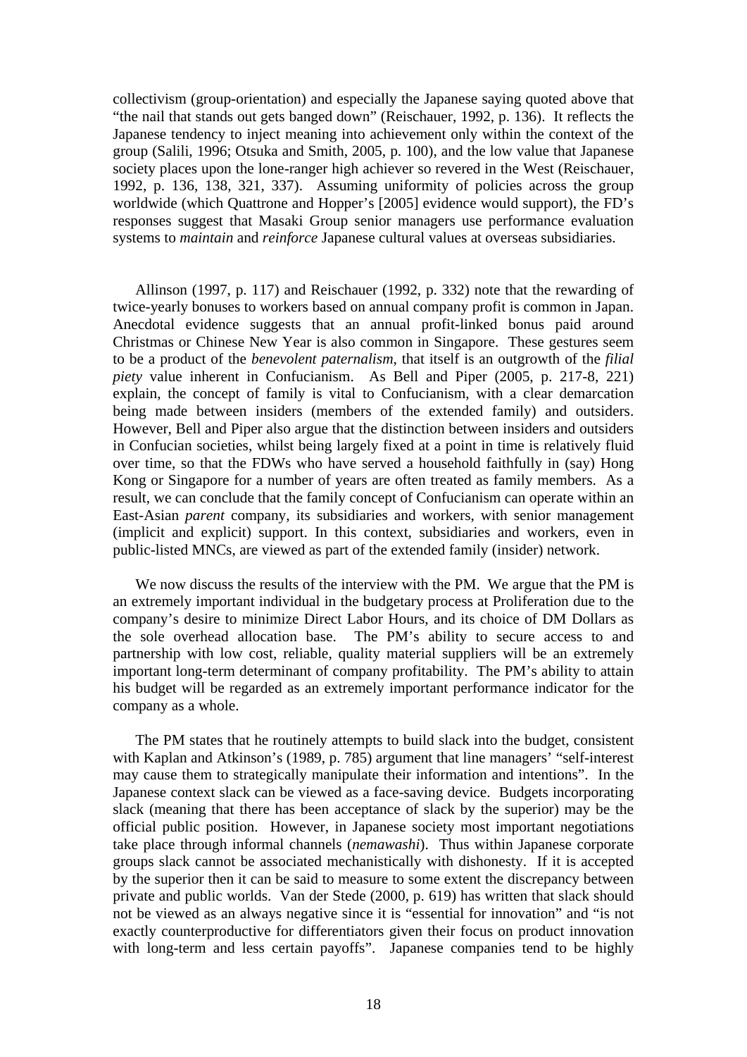collectivism (group-orientation) and especially the Japanese saying quoted above that "the nail that stands out gets banged down" (Reischauer, 1992, p. 136). It reflects the Japanese tendency to inject meaning into achievement only within the context of the group (Salili, 1996; Otsuka and Smith, 2005, p. 100), and the low value that Japanese society places upon the lone-ranger high achiever so revered in the West (Reischauer, 1992, p. 136, 138, 321, 337). Assuming uniformity of policies across the group worldwide (which Quattrone and Hopper's [2005] evidence would support), the FD's responses suggest that Masaki Group senior managers use performance evaluation systems to *maintain* and *reinforce* Japanese cultural values at overseas subsidiaries.

Allinson (1997, p. 117) and Reischauer (1992, p. 332) note that the rewarding of twice-yearly bonuses to workers based on annual company profit is common in Japan. Anecdotal evidence suggests that an annual profit-linked bonus paid around Christmas or Chinese New Year is also common in Singapore. These gestures seem to be a product of the *benevolent paternalism*, that itself is an outgrowth of the *filial piety* value inherent in Confucianism. As Bell and Piper (2005, p. 217-8, 221) explain, the concept of family is vital to Confucianism, with a clear demarcation being made between insiders (members of the extended family) and outsiders. However, Bell and Piper also argue that the distinction between insiders and outsiders in Confucian societies, whilst being largely fixed at a point in time is relatively fluid over time, so that the FDWs who have served a household faithfully in (say) Hong Kong or Singapore for a number of years are often treated as family members. As a result, we can conclude that the family concept of Confucianism can operate within an East-Asian *parent* company, its subsidiaries and workers, with senior management (implicit and explicit) support. In this context, subsidiaries and workers, even in public-listed MNCs, are viewed as part of the extended family (insider) network.

We now discuss the results of the interview with the PM. We argue that the PM is an extremely important individual in the budgetary process at Proliferation due to the company's desire to minimize Direct Labor Hours, and its choice of DM Dollars as the sole overhead allocation base. The PM's ability to secure access to and partnership with low cost, reliable, quality material suppliers will be an extremely important long-term determinant of company profitability. The PM's ability to attain his budget will be regarded as an extremely important performance indicator for the company as a whole.

The PM states that he routinely attempts to build slack into the budget, consistent with Kaplan and Atkinson's (1989, p. 785) argument that line managers' "self-interest may cause them to strategically manipulate their information and intentions". In the Japanese context slack can be viewed as a face-saving device. Budgets incorporating slack (meaning that there has been acceptance of slack by the superior) may be the official public position. However, in Japanese society most important negotiations take place through informal channels (*nemawashi*). Thus within Japanese corporate groups slack cannot be associated mechanistically with dishonesty. If it is accepted by the superior then it can be said to measure to some extent the discrepancy between private and public worlds. Van der Stede (2000, p. 619) has written that slack should not be viewed as an always negative since it is "essential for innovation" and "is not exactly counterproductive for differentiators given their focus on product innovation with long-term and less certain payoffs". Japanese companies tend to be highly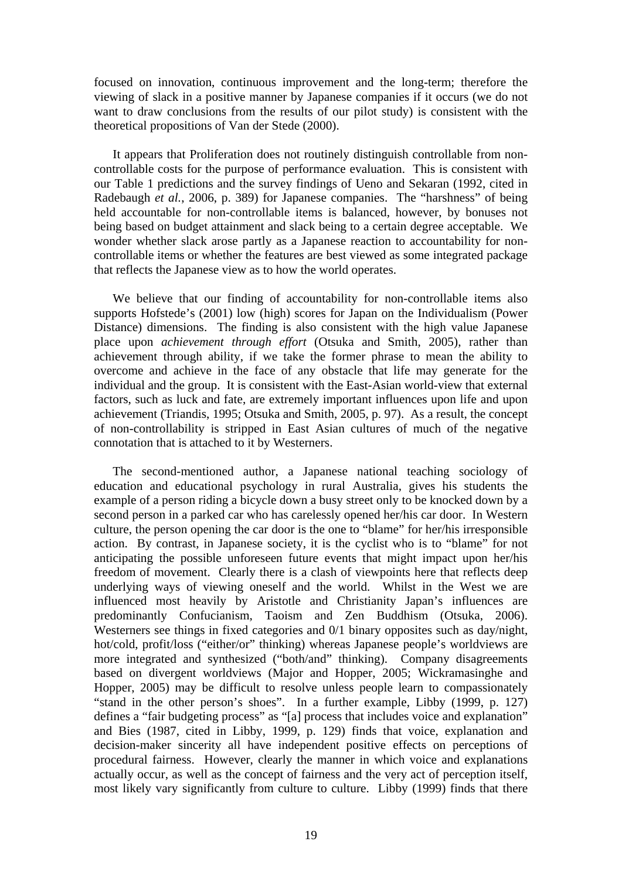focused on innovation, continuous improvement and the long-term; therefore the viewing of slack in a positive manner by Japanese companies if it occurs (we do not want to draw conclusions from the results of our pilot study) is consistent with the theoretical propositions of Van der Stede (2000).

It appears that Proliferation does not routinely distinguish controllable from non-controllable costs for the purpose of performance evaluation. This is consistent with our Table 1 predictions and the survey findings of Ueno and Sekaran (1992, cited in Radebaugh *et al.*, 2006, p. 389) for Japanese companies. The "harshness" of being held accountable for non-controllable items is balanced, however, by bonuses not being based on budget attainment and slack being to a certain degree acceptable. We wonder whether slack arose partly as a Japanese reaction to accountability for non-controllable items or whether the features are best viewed as some integrated package that reflects the Japanese view as to how the world operates.

We believe that our finding of accountability for non-controllable items also supports Hofstede's (2001) low (high) scores for Japan on the Individualism (Power Distance) dimensions. The finding is also consistent with the high value Japanese place upon *achievement through effort* (Otsuka and Smith, 2005), rather than achievement through ability, if we take the former phrase to mean the ability to overcome and achieve in the face of any obstacle that life may generate for the individual and the group. It is consistent with the East-Asian world-view that external factors, such as luck and fate, are extremely important influences upon life and upon achievement (Triandis, 1995; Otsuka and Smith, 2005, p. 97). As a result, the concept of non-controllability is stripped in East Asian cultures of much of the negative connotation that is attached to it by Westerners.

The second-mentioned author, a Japanese national teaching sociology of education and educational psychology in rural Australia, gives his students the example of a person riding a bicycle down a busy street only to be knocked down by a second person in a parked car who has carelessly opened her/his car door. In Western culture, the person opening the car door is the one to "blame" for her/his irresponsible action. By contrast, in Japanese society, it is the cyclist who is to "blame" for not anticipating the possible unforeseen future events that might impact upon her/his freedom of movement. Clearly there is a clash of viewpoints here that reflects deep underlying ways of viewing oneself and the world. Whilst in the West we are influenced most heavily by Aristotle and Christianity Japan's influences are predominantly Confucianism, Taoism and Zen Buddhism (Otsuka, 2006). Westerners see things in fixed categories and 0/1 binary opposites such as day/night, hot/cold, profit/loss ("either/or" thinking) whereas Japanese people's worldviews are more integrated and synthesized ("both/and" thinking). Company disagreements based on divergent worldviews (Major and Hopper, 2005; Wickramasinghe and Hopper, 2005) may be difficult to resolve unless people learn to compassionately "stand in the other person's shoes". In a further example, Libby (1999, p. 127) defines a "fair budgeting process" as "[a] process that includes voice and explanation" and Bies (1987, cited in Libby, 1999, p. 129) finds that voice, explanation and decision-maker sincerity all have independent positive effects on perceptions of procedural fairness. However, clearly the manner in which voice and explanations actually occur, as well as the concept of fairness and the very act of perception itself, most likely vary significantly from culture to culture. Libby (1999) finds that there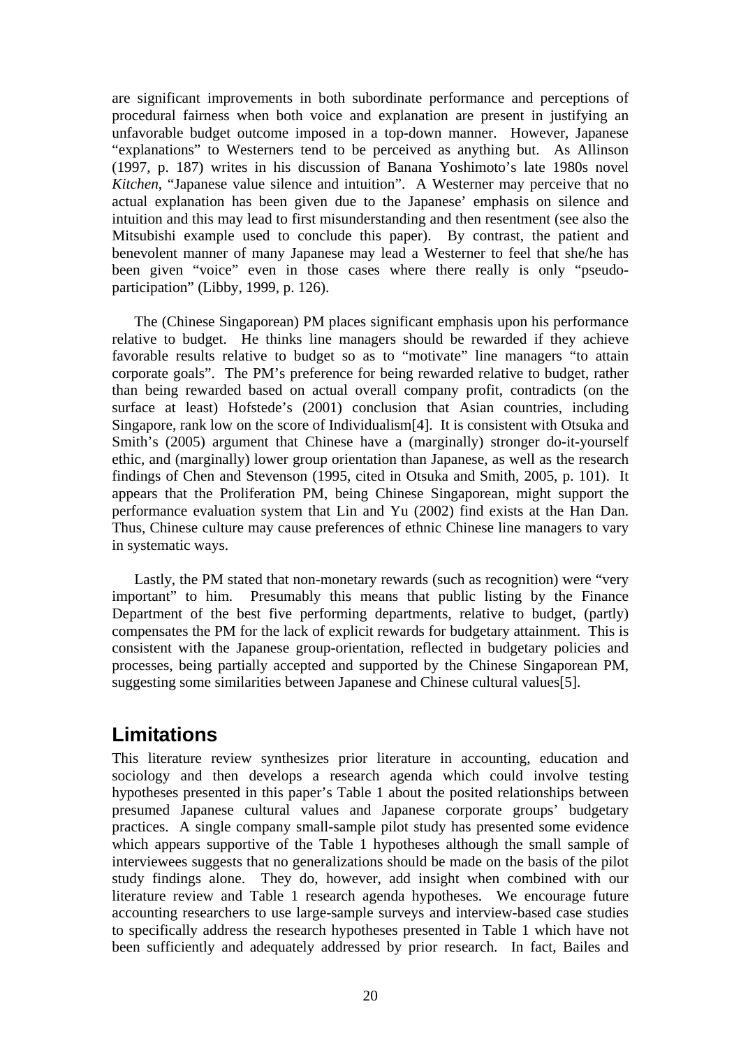are significant improvements in both subordinate performance and perceptions of procedural fairness when both voice and explanation are present in justifying an unfavorable budget outcome imposed in a top-down manner. However, Japanese "explanations" to Westerners tend to be perceived as anything but. As Allinson (1997, p. 187) writes in his discussion of Banana Yoshimoto's late 1980s novel *Kitchen*, "Japanese value silence and intuition". A Westerner may perceive that no actual explanation has been given due to the Japanese' emphasis on silence and intuition and this may lead to first misunderstanding and then resentment (see also the Mitsubishi example used to conclude this paper). By contrast, the patient and benevolent manner of many Japanese may lead a Westerner to feel that she/he has been given "voice" even in those cases where there really is only "pseudo-participation" (Libby, 1999, p. 126).

The (Chinese Singaporean) PM places significant emphasis upon his performance relative to budget. He thinks line managers should be rewarded if they achieve favorable results relative to budget so as to "motivate" line managers "to attain corporate goals". The PM's preference for being rewarded relative to budget, rather than being rewarded based on actual overall company profit, contradicts (on the surface at least) Hofstede's (2001) conclusion that Asian countries, including Singapore, rank low on the score of Individualism[4]. It is consistent with Otsuka and Smith's (2005) argument that Chinese have a (marginally) stronger do-it-yourself ethic, and (marginally) lower group orientation than Japanese, as well as the research findings of Chen and Stevenson (1995, cited in Otsuka and Smith, 2005, p. 101). It appears that the Proliferation PM, being Chinese Singaporean, might support the performance evaluation system that Lin and Yu (2002) find exists at the Han Dan. Thus, Chinese culture may cause preferences of ethnic Chinese line managers to vary in systematic ways.

Lastly, the PM stated that non-monetary rewards (such as recognition) were "very important" to him. Presumably this means that public listing by the Finance Department of the best five performing departments, relative to budget, (partly) compensates the PM for the lack of explicit rewards for budgetary attainment. This is consistent with the Japanese group-orientation, reflected in budgetary policies and processes, being partially accepted and supported by the Chinese Singaporean PM, suggesting some similarities between Japanese and Chinese cultural values[5].

## Limitations

This literature review synthesizes prior literature in accounting, education and sociology and then develops a research agenda which could involve testing hypotheses presented in this paper's Table 1 about the posited relationships between presumed Japanese cultural values and Japanese corporate groups' budgetary practices. A single company small-sample pilot study has presented some evidence which appears supportive of the Table 1 hypotheses although the small sample of interviewees suggests that no generalizations should be made on the basis of the pilot study findings alone. They do, however, add insight when combined with our literature review and Table 1 research agenda hypotheses. We encourage future accounting researchers to use large-sample surveys and interview-based case studies to specifically address the research hypotheses presented in Table 1 which have not been sufficiently and adequately addressed by prior research. In fact, Bailes and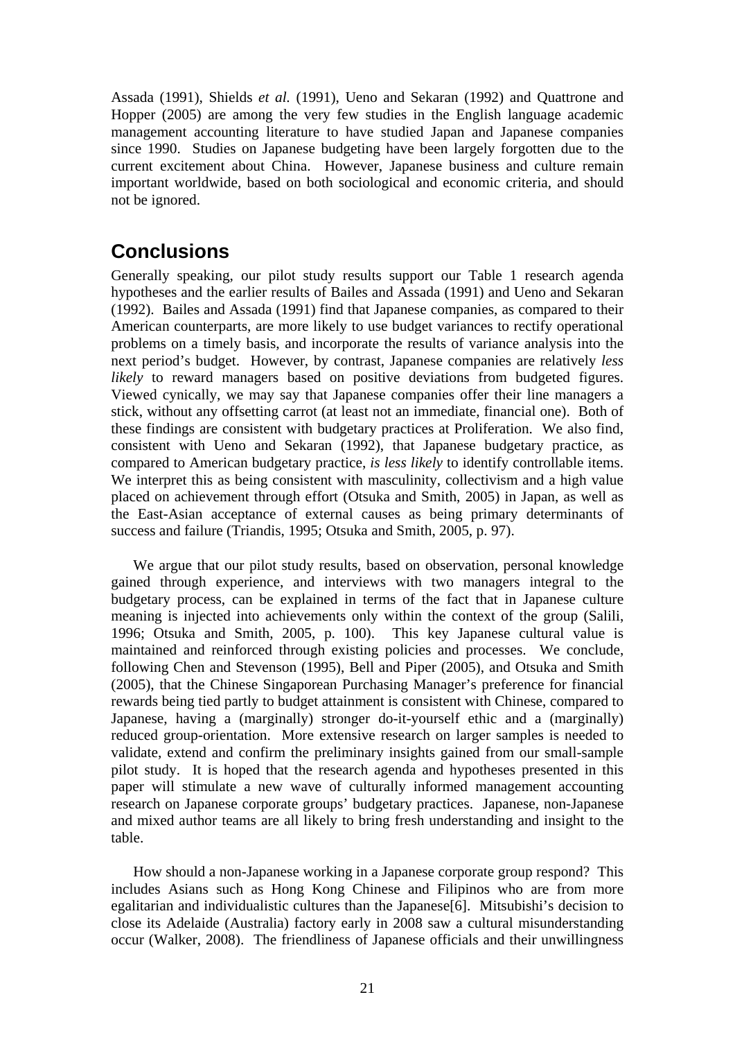Assada (1991), Shields *et al.* (1991), Ueno and Sekaran (1992) and Quattrone and Hopper (2005) are among the very few studies in the English language academic management accounting literature to have studied Japan and Japanese companies since 1990. Studies on Japanese budgeting have been largely forgotten due to the current excitement about China. However, Japanese business and culture remain important worldwide, based on both sociological and economic criteria, and should not be ignored.

## Conclusions

Generally speaking, our pilot study results support our Table 1 research agenda hypotheses and the earlier results of Bailes and Assada (1991) and Ueno and Sekaran (1992). Bailes and Assada (1991) find that Japanese companies, as compared to their American counterparts, are more likely to use budget variances to rectify operational problems on a timely basis, and incorporate the results of variance analysis into the next period's budget. However, by contrast, Japanese companies are relatively *less likely* to reward managers based on positive deviations from budgeted figures. Viewed cynically, we may say that Japanese companies offer their line managers a stick, without any offsetting carrot (at least not an immediate, financial one). Both of these findings are consistent with budgetary practices at Proliferation. We also find, consistent with Ueno and Sekaran (1992), that Japanese budgetary practice, as compared to American budgetary practice, *is less likely* to identify controllable items. We interpret this as being consistent with masculinity, collectivism and a high value placed on achievement through effort (Otsuka and Smith, 2005) in Japan, as well as the East-Asian acceptance of external causes as being primary determinants of success and failure (Triandis, 1995; Otsuka and Smith, 2005, p. 97).

We argue that our pilot study results, based on observation, personal knowledge gained through experience, and interviews with two managers integral to the budgetary process, can be explained in terms of the fact that in Japanese culture meaning is injected into achievements only within the context of the group (Salili, 1996; Otsuka and Smith, 2005, p. 100). This key Japanese cultural value is maintained and reinforced through existing policies and processes. We conclude, following Chen and Stevenson (1995), Bell and Piper (2005), and Otsuka and Smith (2005), that the Chinese Singaporean Purchasing Manager's preference for financial rewards being tied partly to budget attainment is consistent with Chinese, compared to Japanese, having a (marginally) stronger do-it-yourself ethic and a (marginally) reduced group-orientation. More extensive research on larger samples is needed to validate, extend and confirm the preliminary insights gained from our small-sample pilot study. It is hoped that the research agenda and hypotheses presented in this paper will stimulate a new wave of culturally informed management accounting research on Japanese corporate groups' budgetary practices. Japanese, non-Japanese and mixed author teams are all likely to bring fresh understanding and insight to the table.

How should a non-Japanese working in a Japanese corporate group respond? This includes Asians such as Hong Kong Chinese and Filipinos who are from more egalitarian and individualistic cultures than the Japanese[6]. Mitsubishi's decision to close its Adelaide (Australia) factory early in 2008 saw a cultural misunderstanding occur (Walker, 2008). The friendliness of Japanese officials and their unwillingness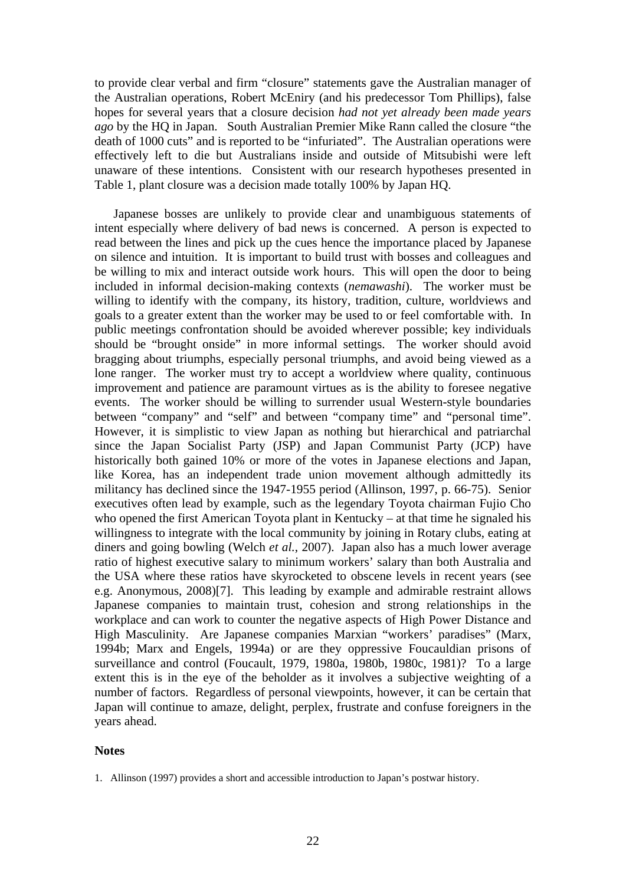to provide clear verbal and firm "closure" statements gave the Australian manager of the Australian operations, Robert McEniry (and his predecessor Tom Phillips), false hopes for several years that a closure decision *had not yet already been made years ago* by the HQ in Japan. South Australian Premier Mike Rann called the closure "the death of 1000 cuts" and is reported to be "infuriated". The Australian operations were effectively left to die but Australians inside and outside of Mitsubishi were left unaware of these intentions. Consistent with our research hypotheses presented in Table 1, plant closure was a decision made totally 100% by Japan HQ.

Japanese bosses are unlikely to provide clear and unambiguous statements of intent especially where delivery of bad news is concerned. A person is expected to read between the lines and pick up the cues hence the importance placed by Japanese on silence and intuition. It is important to build trust with bosses and colleagues and be willing to mix and interact outside work hours. This will open the door to being included in informal decision-making contexts (*nemawashi*). The worker must be willing to identify with the company, its history, tradition, culture, worldviews and goals to a greater extent than the worker may be used to or feel comfortable with. In public meetings confrontation should be avoided wherever possible; key individuals should be "brought onside" in more informal settings. The worker should avoid bragging about triumphs, especially personal triumphs, and avoid being viewed as a lone ranger. The worker must try to accept a worldview where quality, continuous improvement and patience are paramount virtues as is the ability to foresee negative events. The worker should be willing to surrender usual Western-style boundaries between "company" and "self" and between "company time" and "personal time". However, it is simplistic to view Japan as nothing but hierarchical and patriarchal since the Japan Socialist Party (JSP) and Japan Communist Party (JCP) have historically both gained 10% or more of the votes in Japanese elections and Japan, like Korea, has an independent trade union movement although admittedly its militancy has declined since the 1947-1955 period (Allinson, 1997, p. 66-75). Senior executives often lead by example, such as the legendary Toyota chairman Fujio Cho who opened the first American Toyota plant in Kentucky – at that time he signaled his willingness to integrate with the local community by joining in Rotary clubs, eating at diners and going bowling (Welch *et al.*, 2007). Japan also has a much lower average ratio of highest executive salary to minimum workers' salary than both Australia and the USA where these ratios have skyrocketed to obscene levels in recent years (see e.g. Anonymous, 2008)[7]. This leading by example and admirable restraint allows Japanese companies to maintain trust, cohesion and strong relationships in the workplace and can work to counter the negative aspects of High Power Distance and High Masculinity. Are Japanese companies Marxian "workers' paradises" (Marx, 1994b; Marx and Engels, 1994a) or are they oppressive Foucauldian prisons of surveillance and control (Foucault, 1979, 1980a, 1980b, 1980c, 1981)? To a large extent this is in the eye of the beholder as it involves a subjective weighting of a number of factors. Regardless of personal viewpoints, however, it can be certain that Japan will continue to amaze, delight, perplex, frustrate and confuse foreigners in the years ahead.

## Notes

1. Allinson (1997) provides a short and accessible introduction to Japan's postwar history.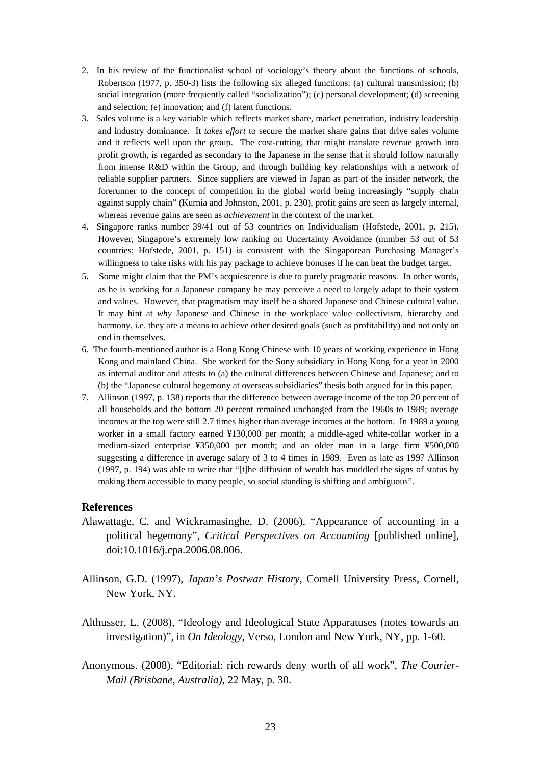2. In his review of the functionalist school of sociology's theory about the functions of schools, Robertson (1977, p. 350-3) lists the following six alleged functions: (a) cultural transmission; (b) social integration (more frequently called "socialization"); (c) personal development; (d) screening and selection; (e) innovation; and (f) latent functions.
3. Sales volume is a key variable which reflects market share, market penetration, industry leadership and industry dominance. It *takes effort* to secure the market share gains that drive sales volume and it reflects well upon the group. The cost-cutting, that might translate revenue growth into profit growth, is regarded as secondary to the Japanese in the sense that it should follow naturally from intense R&D within the Group, and through building key relationships with a network of reliable supplier partners. Since suppliers are viewed in Japan as part of the insider network, the forerunner to the concept of competition in the global world being increasingly "supply chain against supply chain" (Kurnia and Johnston, 2001, p. 230), profit gains are seen as largely internal, whereas revenue gains are seen as *achievement* in the context of the market.
4. Singapore ranks number 39/41 out of 53 countries on Individualism (Hofstede, 2001, p. 215). However, Singapore's extremely low ranking on Uncertainty Avoidance (number 53 out of 53 countries; Hofstede, 2001, p. 151) is consistent with the Singaporean Purchasing Manager's willingness to take risks with his pay package to achieve bonuses if he can beat the budget target.
5. Some might claim that the PM's acquiescence is due to purely pragmatic reasons. In other words, as he is working for a Japanese company he may perceive a need to largely adapt to their system and values. However, that pragmatism may itself be a shared Japanese and Chinese cultural value. It may hint at *why* Japanese and Chinese in the workplace value collectivism, hierarchy and harmony, i.e. they are a means to achieve other desired goals (such as profitability) and not only an end in themselves.
6. The fourth-mentioned author is a Hong Kong Chinese with 10 years of working experience in Hong Kong and mainland China. She worked for the Sony subsidiary in Hong Kong for a year in 2000 as internal auditor and attests to (a) the cultural differences between Chinese and Japanese; and to (b) the "Japanese cultural hegemony at overseas subsidiaries" thesis both argued for in this paper.
7. Allinson (1997, p. 138) reports that the difference between average income of the top 20 percent of all households and the bottom 20 percent remained unchanged from the 1960s to 1989; average incomes at the top were still 2.7 times higher than average incomes at the bottom. In 1989 a young worker in a small factory earned ¥130,000 per month; a middle-aged white-collar worker in a medium-sized enterprise ¥350,000 per month; and an older man in a large firm ¥500,000 suggesting a difference in average salary of 3 to 4 times in 1989. Even as late as 1997 Allinson (1997, p. 194) was able to write that "[t]he diffusion of wealth has muddled the signs of status by making them accessible to many people, so social standing is shifting and ambiguous".

## References

Alawattage, C. and Wickramasinghe, D. (2006), "Appearance of accounting in a political hegemony", *Critical Perspectives on Accounting* [published online], doi:10.1016/j.cpa.2006.08.006.

Allinson, G.D. (1997), *Japan's Postwar History*, Cornell University Press, Cornell, New York, NY.

Althusser, L. (2008), "Ideology and Ideological State Apparatuses (notes towards an investigation)", in *On Ideology*, Verso, London and New York, NY, pp. 1-60.

Anonymous. (2008), "Editorial: rich rewards deny worth of all work", *The Courier-Mail (Brisbane, Australia)*, 22 May, p. 30.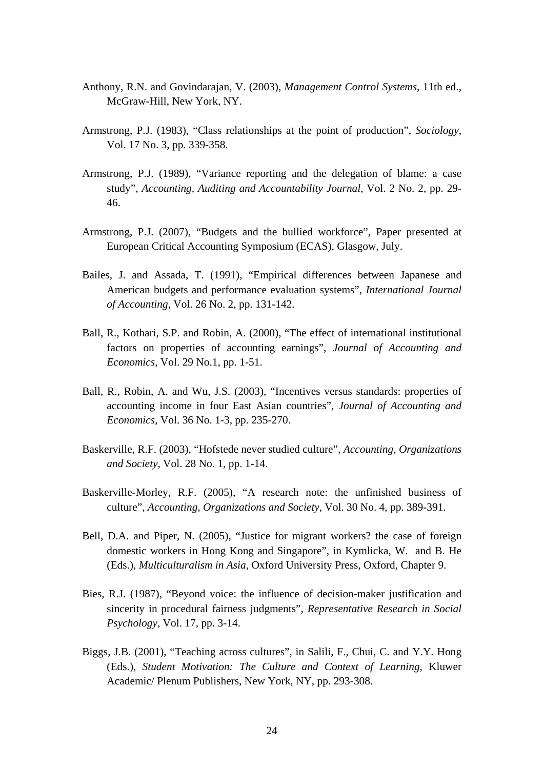Anthony, R.N. and Govindarajan, V. (2003), *Management Control Systems*, 11th ed., McGraw-Hill, New York, NY.

Armstrong, P.J. (1983), "Class relationships at the point of production", *Sociology*, Vol. 17 No. 3, pp. 339-358.

Armstrong, P.J. (1989), "Variance reporting and the delegation of blame: a case study", *Accounting, Auditing and Accountability Journal*, Vol. 2 No. 2, pp. 29-46.

Armstrong, P.J. (2007), "Budgets and the bullied workforce", Paper presented at European Critical Accounting Symposium (ECAS), Glasgow, July.

Bailes, J. and Assada, T. (1991), "Empirical differences between Japanese and American budgets and performance evaluation systems", *International Journal of Accounting*, Vol. 26 No. 2, pp. 131-142.

Ball, R., Kothari, S.P. and Robin, A. (2000), "The effect of international institutional factors on properties of accounting earnings", *Journal of Accounting and Economics*, Vol. 29 No.1, pp. 1-51.

Ball, R., Robin, A. and Wu, J.S. (2003), "Incentives versus standards: properties of accounting income in four East Asian countries", *Journal of Accounting and Economics*, Vol. 36 No. 1-3, pp. 235-270.

Baskerville, R.F. (2003), "Hofstede never studied culture", *Accounting, Organizations and Society*, Vol. 28 No. 1, pp. 1-14.

Baskerville-Morley, R.F. (2005), "A research note: the unfinished business of culture", *Accounting, Organizations and Society*, Vol. 30 No. 4, pp. 389-391.

Bell, D.A. and Piper, N. (2005), "Justice for migrant workers? the case of foreign domestic workers in Hong Kong and Singapore", in Kymlicka, W. and B. He (Eds.), *Multiculturalism in Asia*, Oxford University Press, Oxford, Chapter 9.

Bies, R.J. (1987), "Beyond voice: the influence of decision-maker justification and sincerity in procedural fairness judgments", *Representative Research in Social Psychology*, Vol. 17, pp. 3-14.

Biggs, J.B. (2001), "Teaching across cultures", in Salili, F., Chui, C. and Y.Y. Hong (Eds.), *Student Motivation: The Culture and Context of Learning*, Kluwer Academic/ Plenum Publishers, New York, NY, pp. 293-308.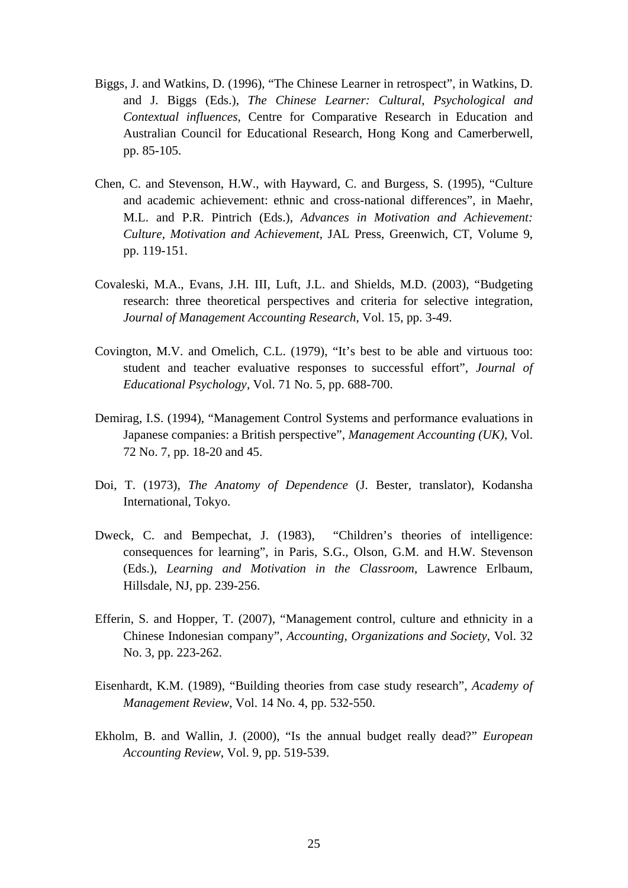Biggs, J. and Watkins, D. (1996), "The Chinese Learner in retrospect", in Watkins, D. and J. Biggs (Eds.), *The Chinese Learner: Cultural, Psychological and Contextual influences*, Centre for Comparative Research in Education and Australian Council for Educational Research, Hong Kong and Camerberwell, pp. 85-105.

Chen, C. and Stevenson, H.W., with Hayward, C. and Burgess, S. (1995), "Culture and academic achievement: ethnic and cross-national differences", in Maehr, M.L. and P.R. Pintrich (Eds.), *Advances in Motivation and Achievement: Culture, Motivation and Achievement*, JAL Press, Greenwich, CT, Volume 9, pp. 119-151.

Covaleski, M.A., Evans, J.H. III, Luft, J.L. and Shields, M.D. (2003), "Budgeting research: three theoretical perspectives and criteria for selective integration, *Journal of Management Accounting Research*, Vol. 15, pp. 3-49.

Covington, M.V. and Omelich, C.L. (1979), "It's best to be able and virtuous too: student and teacher evaluative responses to successful effort", *Journal of Educational Psychology*, Vol. 71 No. 5, pp. 688-700.

Demirag, I.S. (1994), "Management Control Systems and performance evaluations in Japanese companies: a British perspective", *Management Accounting (UK)*, Vol. 72 No. 7, pp. 18-20 and 45.

Doi, T. (1973), *The Anatomy of Dependence* (J. Bester, translator), Kodansha International, Tokyo.

Dweck, C. and Bempechat, J. (1983), "Children's theories of intelligence: consequences for learning", in Paris, S.G., Olson, G.M. and H.W. Stevenson (Eds.), *Learning and Motivation in the Classroom*, Lawrence Erlbaum, Hillsdale, NJ, pp. 239-256.

Efferin, S. and Hopper, T. (2007), "Management control, culture and ethnicity in a Chinese Indonesian company", *Accounting, Organizations and Society*, Vol. 32 No. 3, pp. 223-262.

Eisenhardt, K.M. (1989), "Building theories from case study research", *Academy of Management Review*, Vol. 14 No. 4, pp. 532-550.

Ekholm, B. and Wallin, J. (2000), "Is the annual budget really dead?" *European Accounting Review*, Vol. 9, pp. 519-539.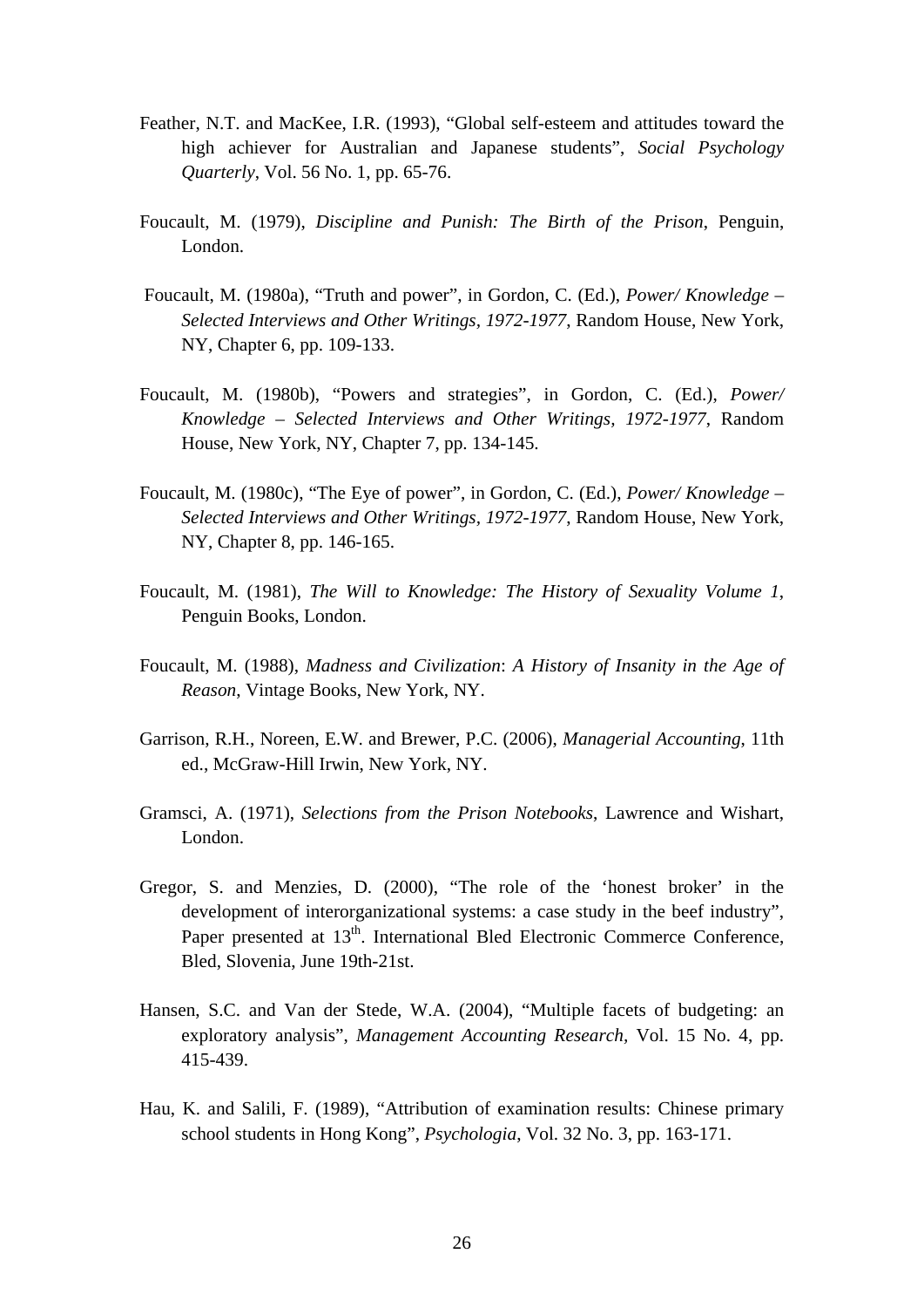Feather, N.T. and MacKee, I.R. (1993), "Global self-esteem and attitudes toward the high achiever for Australian and Japanese students", *Social Psychology Quarterly*, Vol. 56 No. 1, pp. 65-76.

Foucault, M. (1979), *Discipline and Punish: The Birth of the Prison*, Penguin, London.

Foucault, M. (1980a), "Truth and power", in Gordon, C. (Ed.), *Power/ Knowledge – Selected Interviews and Other Writings, 1972-1977*, Random House, New York, NY, Chapter 6, pp. 109-133.

Foucault, M. (1980b), "Powers and strategies", in Gordon, C. (Ed.), *Power/ Knowledge – Selected Interviews and Other Writings, 1972-1977*, Random House, New York, NY, Chapter 7, pp. 134-145.

Foucault, M. (1980c), "The Eye of power", in Gordon, C. (Ed.), *Power/ Knowledge – Selected Interviews and Other Writings, 1972-1977*, Random House, New York, NY, Chapter 8, pp. 146-165.

Foucault, M. (1981), *The Will to Knowledge: The History of Sexuality Volume 1*, Penguin Books, London.

Foucault, M. (1988), *Madness and Civilization*: *A History of Insanity in the Age of Reason*, Vintage Books, New York, NY.

Garrison, R.H., Noreen, E.W. and Brewer, P.C. (2006), *Managerial Accounting*, 11th ed., McGraw-Hill Irwin, New York, NY.

Gramsci, A. (1971), *Selections from the Prison Notebooks*, Lawrence and Wishart, London.

Gregor, S. and Menzies, D. (2000), "The role of the 'honest broker' in the development of interorganizational systems: a case study in the beef industry", Paper presented at 13th. International Bled Electronic Commerce Conference, Bled, Slovenia, June 19th-21st.

Hansen, S.C. and Van der Stede, W.A. (2004), "Multiple facets of budgeting: an exploratory analysis", *Management Accounting Research*, Vol. 15 No. 4, pp. 415-439.

Hau, K. and Salili, F. (1989), "Attribution of examination results: Chinese primary school students in Hong Kong", *Psychologia*, Vol. 32 No. 3, pp. 163-171.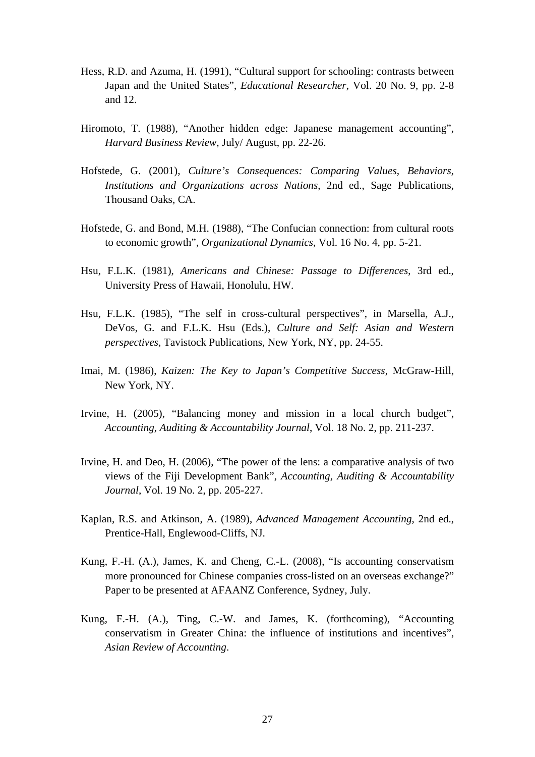Hess, R.D. and Azuma, H. (1991), "Cultural support for schooling: contrasts between Japan and the United States", *Educational Researcher*, Vol. 20 No. 9, pp. 2-8 and 12.

Hiromoto, T. (1988), "Another hidden edge: Japanese management accounting", *Harvard Business Review*, July/ August, pp. 22-26.

Hofstede, G. (2001), *Culture's Consequences: Comparing Values, Behaviors, Institutions and Organizations across Nations*, 2nd ed., Sage Publications, Thousand Oaks, CA.

Hofstede, G. and Bond, M.H. (1988), "The Confucian connection: from cultural roots to economic growth", *Organizational Dynamics*, Vol. 16 No. 4, pp. 5-21.

Hsu, F.L.K. (1981), *Americans and Chinese: Passage to Differences*, 3rd ed., University Press of Hawaii, Honolulu, HW.

Hsu, F.L.K. (1985), "The self in cross-cultural perspectives", in Marsella, A.J., DeVos, G. and F.L.K. Hsu (Eds.), *Culture and Self: Asian and Western perspectives*, Tavistock Publications, New York, NY, pp. 24-55.

Imai, M. (1986), *Kaizen: The Key to Japan's Competitive Success*, McGraw-Hill, New York, NY.

Irvine, H. (2005), "Balancing money and mission in a local church budget", *Accounting, Auditing & Accountability Journal*, Vol. 18 No. 2, pp. 211-237.

Irvine, H. and Deo, H. (2006), "The power of the lens: a comparative analysis of two views of the Fiji Development Bank", *Accounting, Auditing & Accountability Journal*, Vol. 19 No. 2, pp. 205-227.

Kaplan, R.S. and Atkinson, A. (1989), *Advanced Management Accounting*, 2nd ed., Prentice-Hall, Englewood-Cliffs, NJ.

Kung, F.-H. (A.), James, K. and Cheng, C.-L. (2008), "Is accounting conservatism more pronounced for Chinese companies cross-listed on an overseas exchange?" Paper to be presented at AFAANZ Conference, Sydney, July.

Kung, F.-H. (A.), Ting, C.-W. and James, K. (forthcoming), "Accounting conservatism in Greater China: the influence of institutions and incentives", *Asian Review of Accounting*.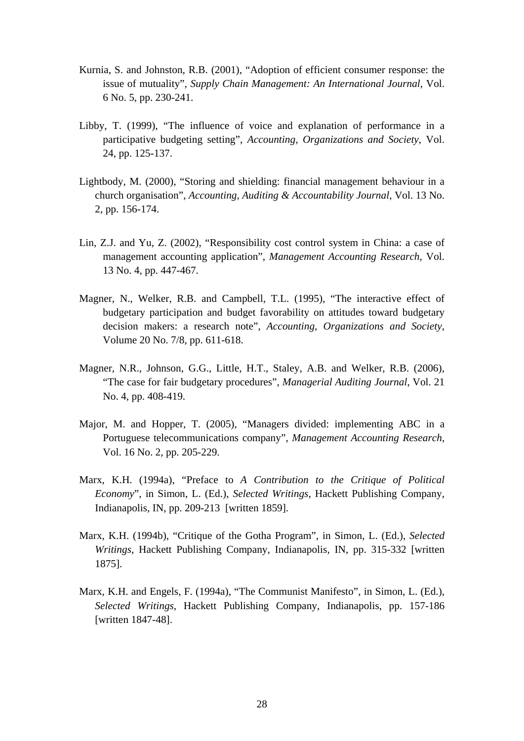Kurnia, S. and Johnston, R.B. (2001), "Adoption of efficient consumer response: the issue of mutuality", *Supply Chain Management: An International Journal*, Vol. 6 No. 5, pp. 230-241.

Libby, T. (1999), "The influence of voice and explanation of performance in a participative budgeting setting", *Accounting, Organizations and Society*, Vol. 24, pp. 125-137.

Lightbody, M. (2000), "Storing and shielding: financial management behaviour in a church organisation", *Accounting, Auditing & Accountability Journal*, Vol. 13 No. 2, pp. 156-174.

Lin, Z.J. and Yu, Z. (2002), "Responsibility cost control system in China: a case of management accounting application", *Management Accounting Research*, Vol. 13 No. 4, pp. 447-467.

Magner, N., Welker, R.B. and Campbell, T.L. (1995), "The interactive effect of budgetary participation and budget favorability on attitudes toward budgetary decision makers: a research note", *Accounting, Organizations and Society*, Volume 20 No. 7/8, pp. 611-618.

Magner, N.R., Johnson, G.G., Little, H.T., Staley, A.B. and Welker, R.B. (2006), "The case for fair budgetary procedures", *Managerial Auditing Journal*, Vol. 21 No. 4, pp. 408-419.

Major, M. and Hopper, T. (2005), "Managers divided: implementing ABC in a Portuguese telecommunications company", *Management Accounting Research*, Vol. 16 No. 2, pp. 205-229.

Marx, K.H. (1994a), "Preface to *A Contribution to the Critique of Political Economy*", in Simon, L. (Ed.), *Selected Writings*, Hackett Publishing Company, Indianapolis, IN, pp. 209-213 [written 1859].

Marx, K.H. (1994b), "Critique of the Gotha Program", in Simon, L. (Ed.), *Selected Writings*, Hackett Publishing Company, Indianapolis, IN, pp. 315-332 [written 1875].

Marx, K.H. and Engels, F. (1994a), "The Communist Manifesto", in Simon, L. (Ed.), *Selected Writings*, Hackett Publishing Company, Indianapolis, pp. 157-186 [written 1847-48].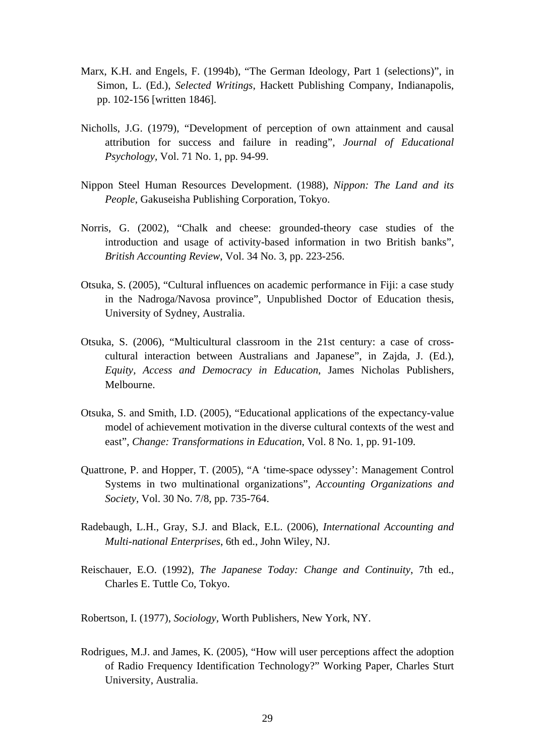Marx, K.H. and Engels, F. (1994b), “The German Ideology, Part 1 (selections)”, in Simon, L. (Ed.), *Selected Writings*, Hackett Publishing Company, Indianapolis, pp. 102-156 [written 1846].

Nicholls, J.G. (1979), “Development of perception of own attainment and causal attribution for success and failure in reading”, *Journal of Educational Psychology*, Vol. 71 No. 1, pp. 94-99.

Nippon Steel Human Resources Development. (1988), *Nippon: The Land and its People*, Gakuseisha Publishing Corporation, Tokyo.

Norris, G. (2002), “Chalk and cheese: grounded-theory case studies of the introduction and usage of activity-based information in two British banks”, *British Accounting Review*, Vol. 34 No. 3, pp. 223-256.

Otsuka, S. (2005), “Cultural influences on academic performance in Fiji: a case study in the Nadroga/Navosa province”, Unpublished Doctor of Education thesis, University of Sydney, Australia.

Otsuka, S. (2006), “Multicultural classroom in the 21st century: a case of cross-cultural interaction between Australians and Japanese”, in Zajda, J. (Ed.), *Equity, Access and Democracy in Education*, James Nicholas Publishers, Melbourne.

Otsuka, S. and Smith, I.D. (2005), “Educational applications of the expectancy-value model of achievement motivation in the diverse cultural contexts of the west and east”, *Change: Transformations in Education*, Vol. 8 No. 1, pp. 91-109.

Quattrone, P. and Hopper, T. (2005), “A ‘time-space odyssey’: Management Control Systems in two multinational organizations”, *Accounting Organizations and Society,* Vol. 30 No. 7/8, pp. 735-764.

Radebaugh, L.H., Gray, S.J. and Black, E.L. (2006), *International Accounting and Multi-national Enterprises*, 6th ed., John Wiley, NJ.

Reischauer, E.O. (1992), *The Japanese Today: Change and Continuity*, 7th ed., Charles E. Tuttle Co, Tokyo.

Robertson, I. (1977), *Sociology*, Worth Publishers, New York, NY.

Rodrigues, M.J. and James, K. (2005), “How will user perceptions affect the adoption of Radio Frequency Identification Technology?” Working Paper, Charles Sturt University, Australia.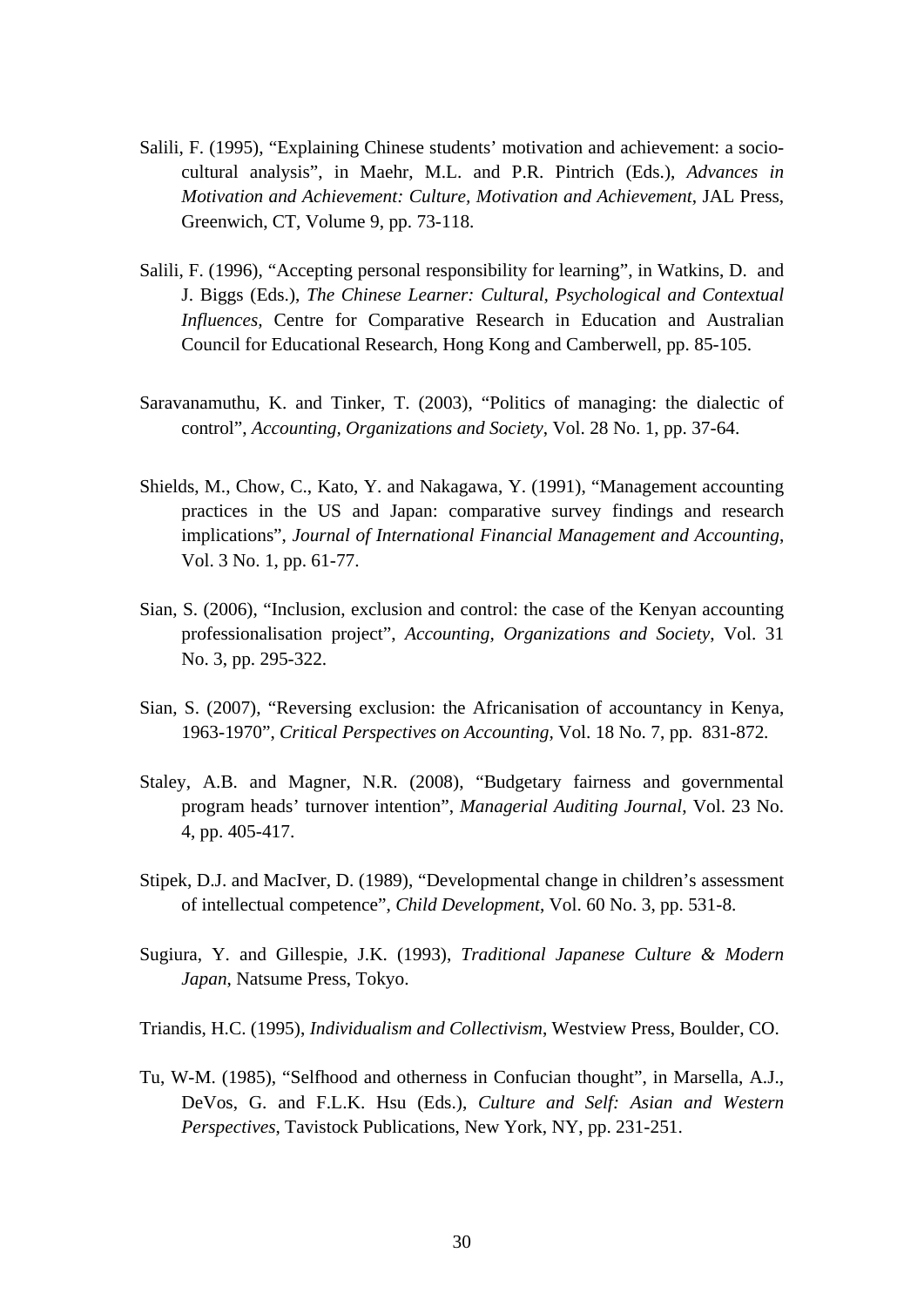Salili, F. (1995), "Explaining Chinese students' motivation and achievement: a socio-cultural analysis", in Maehr, M.L. and P.R. Pintrich (Eds.), *Advances in Motivation and Achievement: Culture, Motivation and Achievement*, JAL Press, Greenwich, CT, Volume 9, pp. 73-118.

Salili, F. (1996), "Accepting personal responsibility for learning", in Watkins, D. and J. Biggs (Eds.), *The Chinese Learner: Cultural, Psychological and Contextual Influences*, Centre for Comparative Research in Education and Australian Council for Educational Research, Hong Kong and Camberwell, pp. 85-105.

Saravanamuthu, K. and Tinker, T. (2003), "Politics of managing: the dialectic of control", *Accounting, Organizations and Society*, Vol. 28 No. 1, pp. 37-64.

Shields, M., Chow, C., Kato, Y. and Nakagawa, Y. (1991), "Management accounting practices in the US and Japan: comparative survey findings and research implications", *Journal of International Financial Management and Accounting*, Vol. 3 No. 1, pp. 61-77.

Sian, S. (2006), "Inclusion, exclusion and control: the case of the Kenyan accounting professionalisation project", *Accounting, Organizations and Society*, Vol. 31 No. 3, pp. 295-322.

Sian, S. (2007), "Reversing exclusion: the Africanisation of accountancy in Kenya, 1963-1970", *Critical Perspectives on Accounting*, Vol. 18 No. 7, pp. 831-872.

Staley, A.B. and Magner, N.R. (2008), "Budgetary fairness and governmental program heads' turnover intention", *Managerial Auditing Journal*, Vol. 23 No. 4, pp. 405-417.

Stipek, D.J. and MacIver, D. (1989), "Developmental change in children's assessment of intellectual competence", *Child Development*, Vol. 60 No. 3, pp. 531-8.

Sugiura, Y. and Gillespie, J.K. (1993), *Traditional Japanese Culture & Modern Japan*, Natsume Press, Tokyo.

Triandis, H.C. (1995), *Individualism and Collectivism*, Westview Press, Boulder, CO.

Tu, W-M. (1985), "Selfhood and otherness in Confucian thought", in Marsella, A.J., DeVos, G. and F.L.K. Hsu (Eds.), *Culture and Self: Asian and Western Perspectives*, Tavistock Publications, New York, NY, pp. 231-251.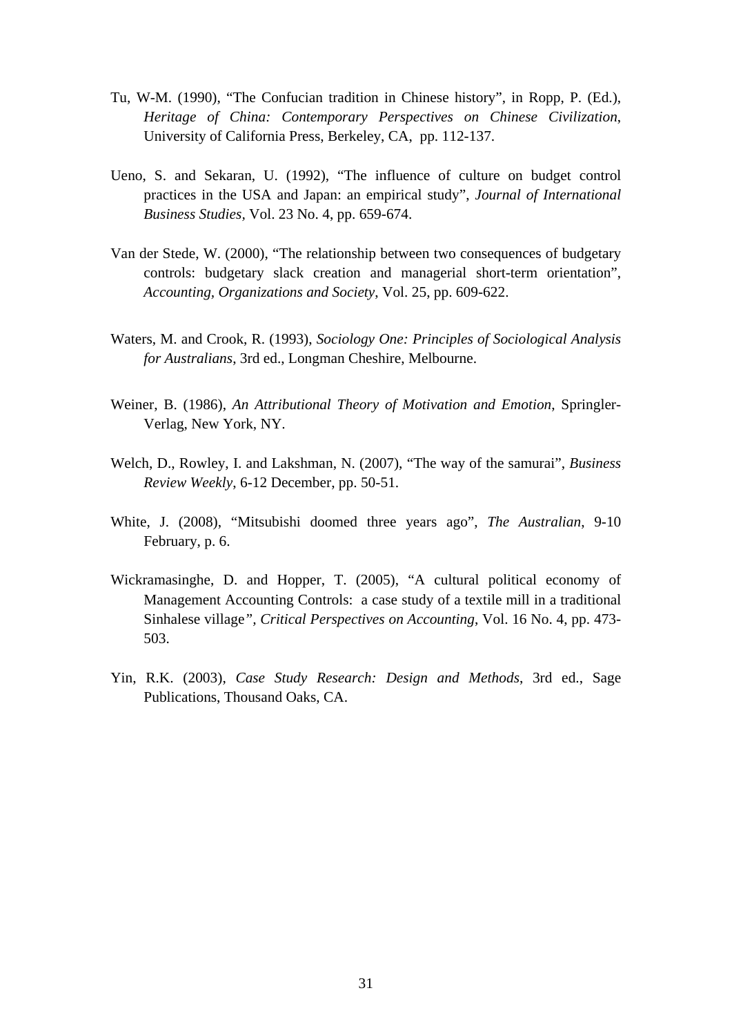Tu, W-M. (1990), "The Confucian tradition in Chinese history", in Ropp, P. (Ed.), *Heritage of China: Contemporary Perspectives on Chinese Civilization*, University of California Press, Berkeley, CA, pp. 112-137.

Ueno, S. and Sekaran, U. (1992), "The influence of culture on budget control practices in the USA and Japan: an empirical study", *Journal of International Business Studies*, Vol. 23 No. 4, pp. 659-674.

Van der Stede, W. (2000), "The relationship between two consequences of budgetary controls: budgetary slack creation and managerial short-term orientation", *Accounting, Organizations and Society*, Vol. 25, pp. 609-622.

Waters, M. and Crook, R. (1993), *Sociology One: Principles of Sociological Analysis for Australians*, 3rd ed., Longman Cheshire, Melbourne.

Weiner, B. (1986), *An Attributional Theory of Motivation and Emotion*, Springler-Verlag, New York, NY.

Welch, D., Rowley, I. and Lakshman, N. (2007), "The way of the samurai", *Business Review Weekly*, 6-12 December, pp. 50-51.

White, J. (2008), "Mitsubishi doomed three years ago", *The Australian*, 9-10 February, p. 6.

Wickramasinghe, D. and Hopper, T. (2005), "A cultural political economy of Management Accounting Controls: a case study of a textile mill in a traditional Sinhalese village", *Critical Perspectives on Accounting*, Vol. 16 No. 4, pp. 473-503.

Yin, R.K. (2003), *Case Study Research: Design and Methods*, 3rd ed., Sage Publications, Thousand Oaks, CA.